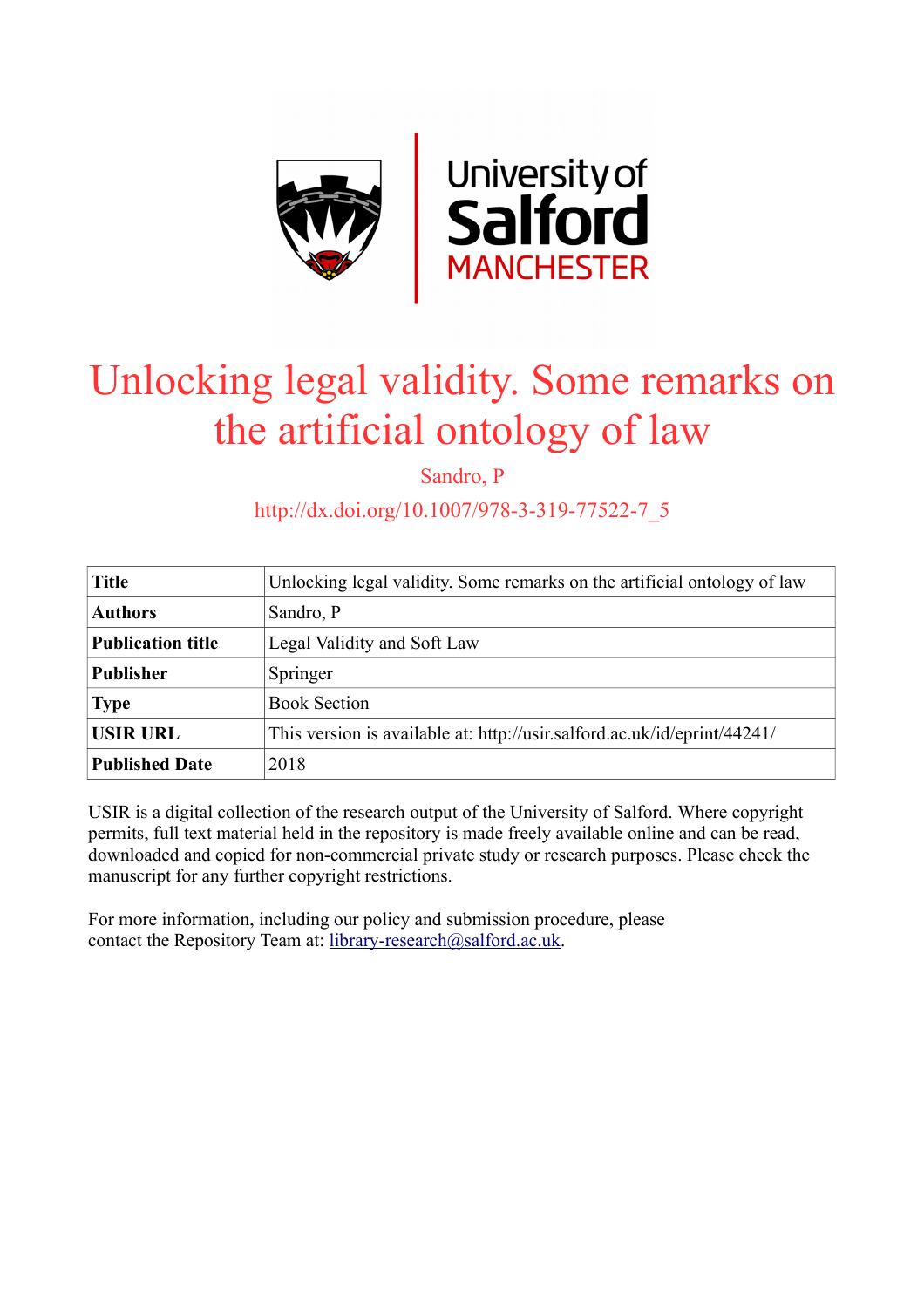# Unlocking legal validity. Some remarks on the artificial ontology of law

Sandro, P

http://dx.doi.org/10.1007/978-3-319-77522-7_5

| **Title** | Unlocking legal validity. Some remarks on the artificial ontology of law |
|---|---|
| **Authors** | Sandro, P |
| **Publication title** | Legal Validity and Soft Law |
| **Publisher** | Springer |
| **Type** | Book Section |
| **USIR URL** | This version is available at: http://usir.salford.ac.uk/id/eprint/44241/ |
| **Published Date** | 2018 |

USIR is a digital collection of the research output of the University of Salford. Where copyright permits, full text material held in the repository is made freely available online and can be read, downloaded and copied for non-commercial private study or research purposes. Please check the manuscript for any further copyright restrictions.

For more information, including our policy and submission procedure, please contact the Repository Team at: library-research@salford.ac.uk.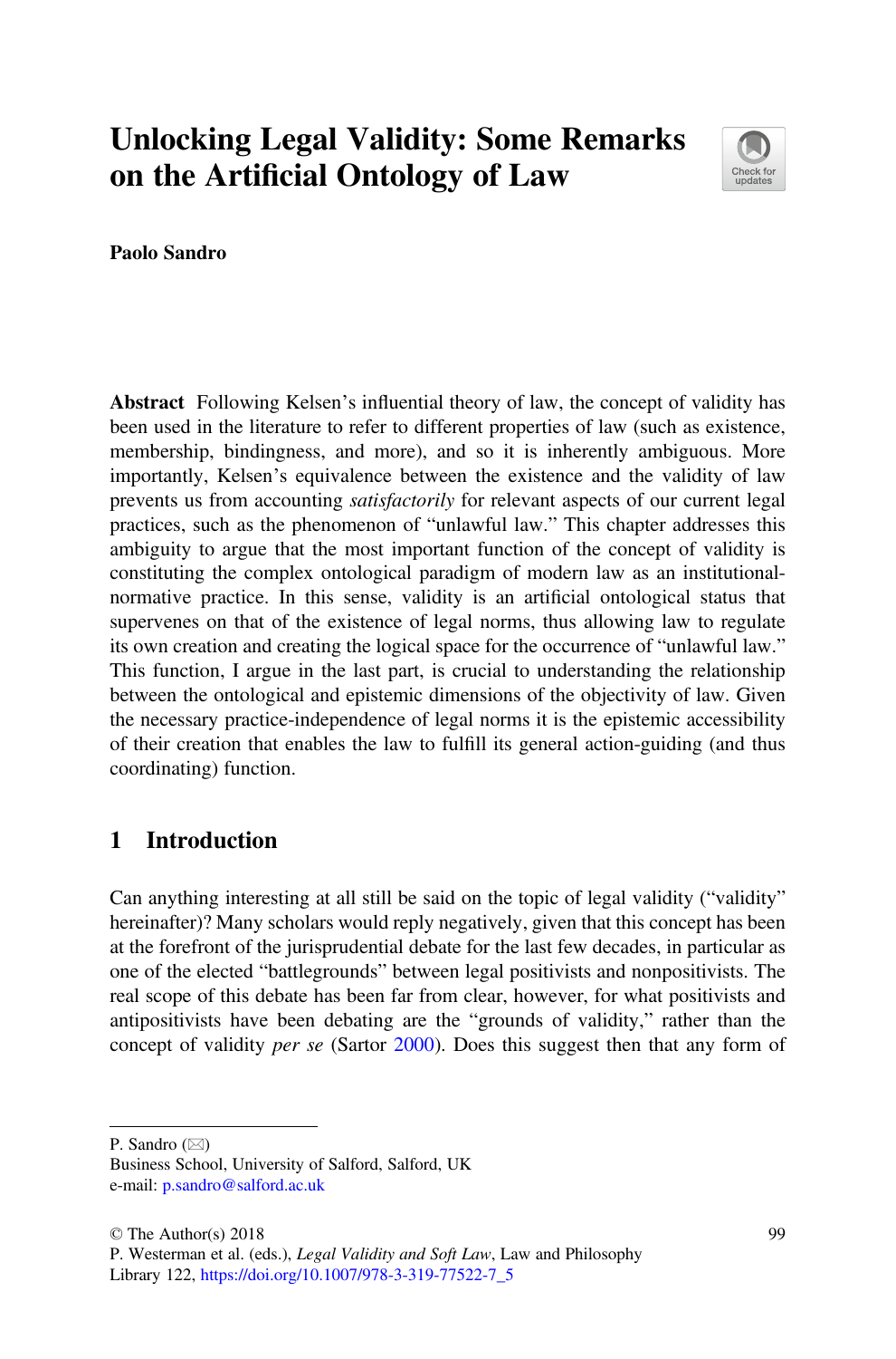# Unlocking Legal Validity: Some Remarks on the Artificial Ontology of Law

**Paolo Sandro**

**Abstract** Following Kelsen's influential theory of law, the concept of validity has been used in the literature to refer to different properties of law (such as existence, membership, bindingness, and more), and so it is inherently ambiguous. More importantly, Kelsen's equivalence between the existence and the validity of law prevents us from accounting *satisfactorily* for relevant aspects of our current legal practices, such as the phenomenon of "unlawful law." This chapter addresses this ambiguity to argue that the most important function of the concept of validity is constituting the complex ontological paradigm of modern law as an institutional-normative practice. In this sense, validity is an artificial ontological status that supervenes on that of the existence of legal norms, thus allowing law to regulate its own creation and creating the logical space for the occurrence of "unlawful law." This function, I argue in the last part, is crucial to understanding the relationship between the ontological and epistemic dimensions of the objectivity of law. Given the necessary practice-independence of legal norms it is the epistemic accessibility of their creation that enables the law to fulfill its general action-guiding (and thus coordinating) function.

## 1 Introduction

Can anything interesting at all still be said on the topic of legal validity ("validity" hereinafter)? Many scholars would reply negatively, given that this concept has been at the forefront of the jurisprudential debate for the last few decades, in particular as one of the elected "battlegrounds" between legal positivists and nonpositivists. The real scope of this debate has been far from clear, however, for what positivists and antipositivists have been debating are the "grounds of validity," rather than the concept of validity *per se* (Sartor 2000). Does this suggest then that any form of

---

P. Sandro (✉)
Business School, University of Salford, Salford, UK
e-mail: p.sandro@salford.ac.uk

© The Author(s) 2018
P. Westerman et al. (eds.), *Legal Validity and Soft Law*, Law and Philosophy Library 122, https://doi.org/10.1007/978-3-319-77522-7_5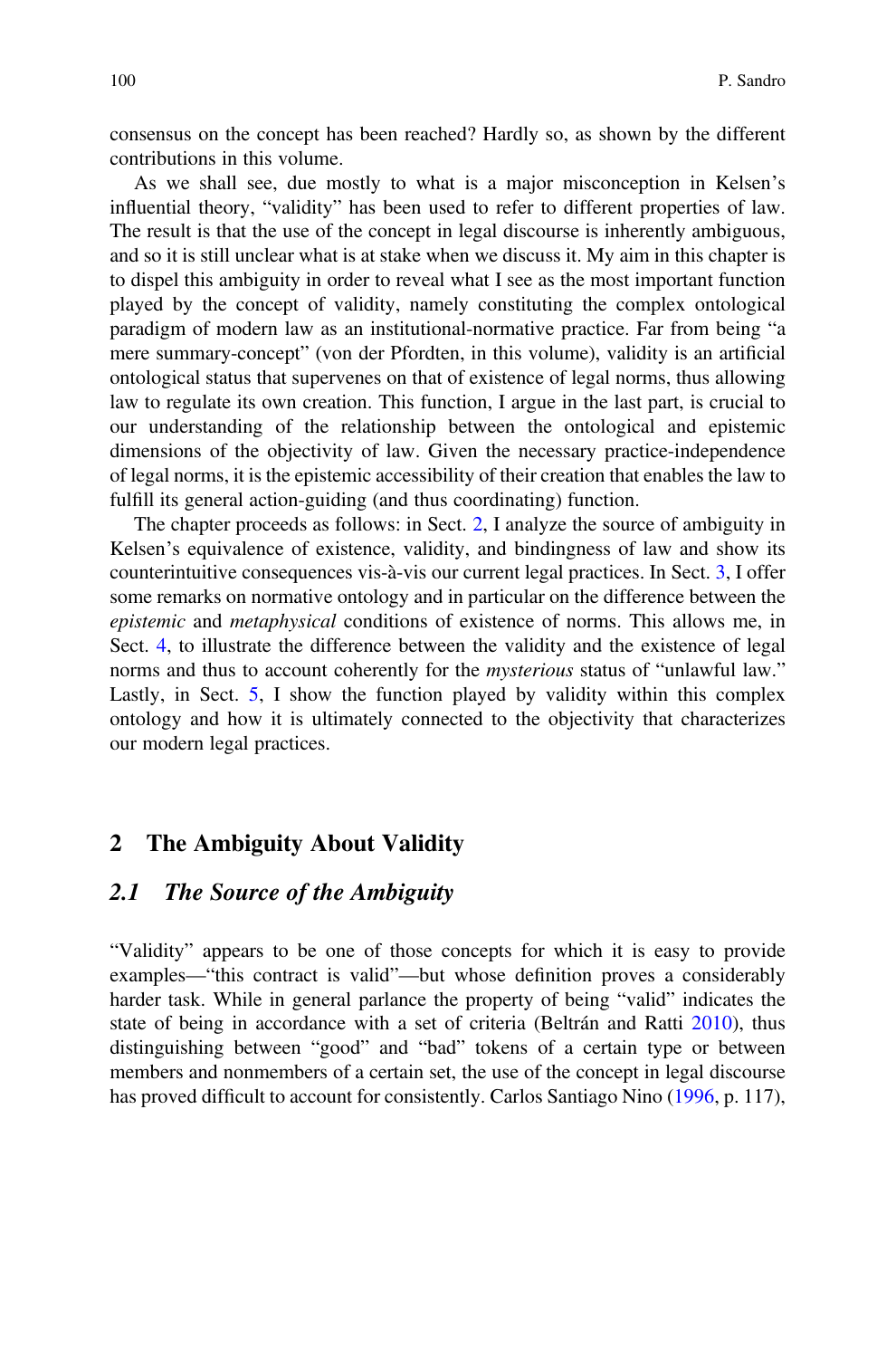consensus on the concept has been reached? Hardly so, as shown by the different contributions in this volume.

As we shall see, due mostly to what is a major misconception in Kelsen's influential theory, "validity" has been used to refer to different properties of law. The result is that the use of the concept in legal discourse is inherently ambiguous, and so it is still unclear what is at stake when we discuss it. My aim in this chapter is to dispel this ambiguity in order to reveal what I see as the most important function played by the concept of validity, namely constituting the complex ontological paradigm of modern law as an institutional-normative practice. Far from being "a mere summary-concept" (von der Pfordten, in this volume), validity is an artificial ontological status that supervenes on that of existence of legal norms, thus allowing law to regulate its own creation. This function, I argue in the last part, is crucial to our understanding of the relationship between the ontological and epistemic dimensions of the objectivity of law. Given the necessary practice-independence of legal norms, it is the epistemic accessibility of their creation that enables the law to fulfill its general action-guiding (and thus coordinating) function.

The chapter proceeds as follows: in Sect. 2, I analyze the source of ambiguity in Kelsen's equivalence of existence, validity, and bindingness of law and show its counterintuitive consequences vis-à-vis our current legal practices. In Sect. 3, I offer some remarks on normative ontology and in particular on the difference between the *epistemic* and *metaphysical* conditions of existence of norms. This allows me, in Sect. 4, to illustrate the difference between the validity and the existence of legal norms and thus to account coherently for the *mysterious* status of "unlawful law." Lastly, in Sect. 5, I show the function played by validity within this complex ontology and how it is ultimately connected to the objectivity that characterizes our modern legal practices.

## 2 The Ambiguity About Validity

### *2.1 The Source of the Ambiguity*

"Validity" appears to be one of those concepts for which it is easy to provide examples—"this contract is valid"—but whose definition proves a considerably harder task. While in general parlance the property of being "valid" indicates the state of being in accordance with a set of criteria (Beltrán and Ratti 2010), thus distinguishing between "good" and "bad" tokens of a certain type or between members and nonmembers of a certain set, the use of the concept in legal discourse has proved difficult to account for consistently. Carlos Santiago Nino (1996, p. 117),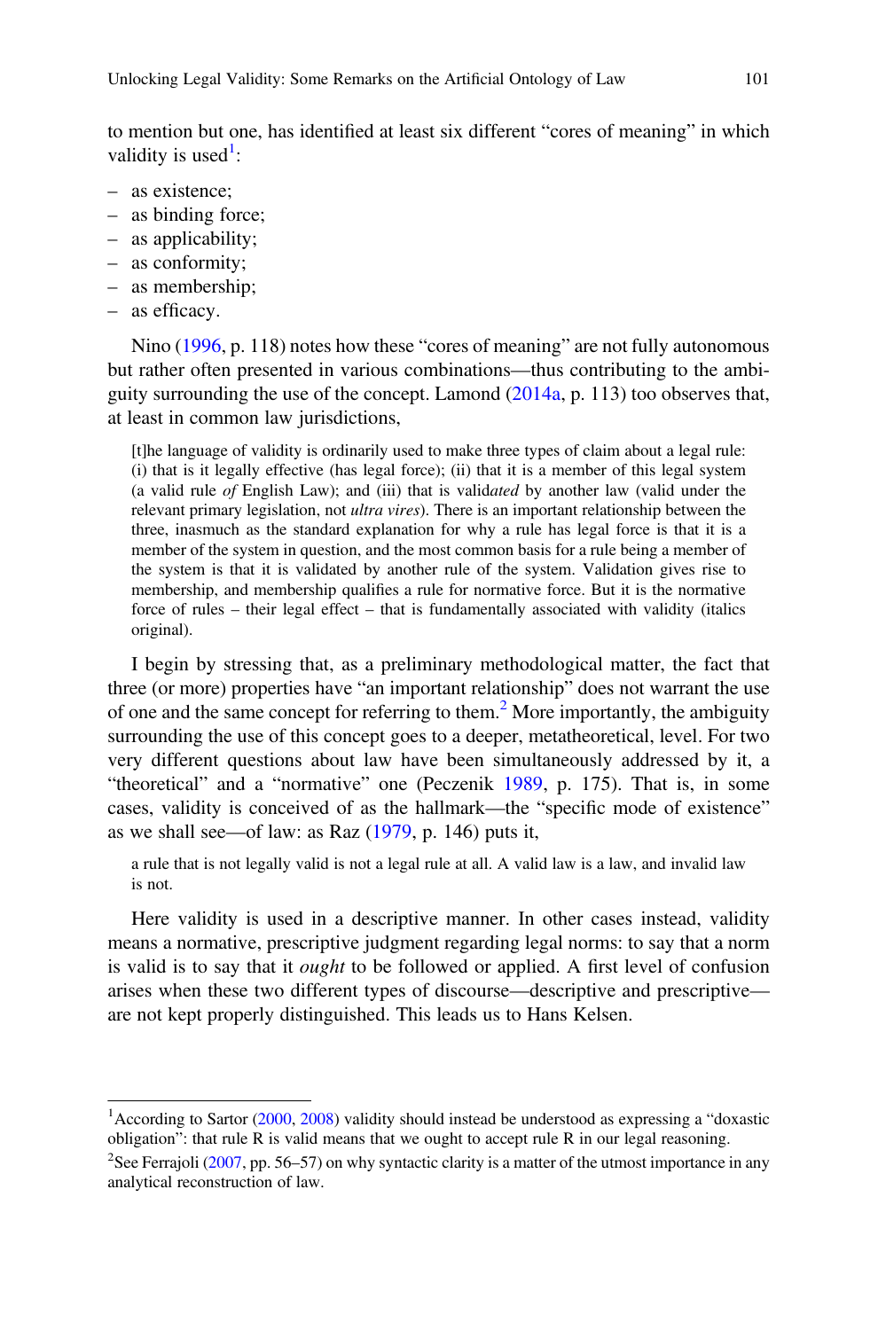to mention but one, has identified at least six different "cores of meaning" in which validity is used[1]:

- as existence;
- as binding force;
- as applicability;
- as conformity;
- as membership;
- as efficacy.

Nino (1996, p. 118) notes how these "cores of meaning" are not fully autonomous but rather often presented in various combinations—thus contributing to the ambiguity surrounding the use of the concept. Lamond (2014a, p. 113) too observes that, at least in common law jurisdictions,

> [t]he language of validity is ordinarily used to make three types of claim about a legal rule: (i) that is it legally effective (has legal force); (ii) that it is a member of this legal system (a valid rule *of* English Law); and (iii) that is valid*ated* by another law (valid under the relevant primary legislation, not *ultra vires*). There is an important relationship between the three, inasmuch as the standard explanation for why a rule has legal force is that it is a member of the system in question, and the most common basis for a rule being a member of the system is that it is validated by another rule of the system. Validation gives rise to membership, and membership qualifies a rule for normative force. But it is the normative force of rules – their legal effect – that is fundamentally associated with validity (italics original).

I begin by stressing that, as a preliminary methodological matter, the fact that three (or more) properties have "an important relationship" does not warrant the use of one and the same concept for referring to them.[2] More importantly, the ambiguity surrounding the use of this concept goes to a deeper, metatheoretical, level. For two very different questions about law have been simultaneously addressed by it, a "theoretical" and a "normative" one (Peczenik 1989, p. 175). That is, in some cases, validity is conceived of as the hallmark—the "specific mode of existence" as we shall see—of law: as Raz (1979, p. 146) puts it,

> a rule that is not legally valid is not a legal rule at all. A valid law is a law, and invalid law is not.

Here validity is used in a descriptive manner. In other cases instead, validity means a normative, prescriptive judgment regarding legal norms: to say that a norm is valid is to say that it *ought* to be followed or applied. A first level of confusion arises when these two different types of discourse—descriptive and prescriptive—are not kept properly distinguished. This leads us to Hans Kelsen.

---

[1] According to Sartor (2000, 2008) validity should instead be understood as expressing a "doxastic obligation": that rule R is valid means that we ought to accept rule R in our legal reasoning.

[2] See Ferrajoli (2007, pp. 56–57) on why syntactic clarity is a matter of the utmost importance in any analytical reconstruction of law.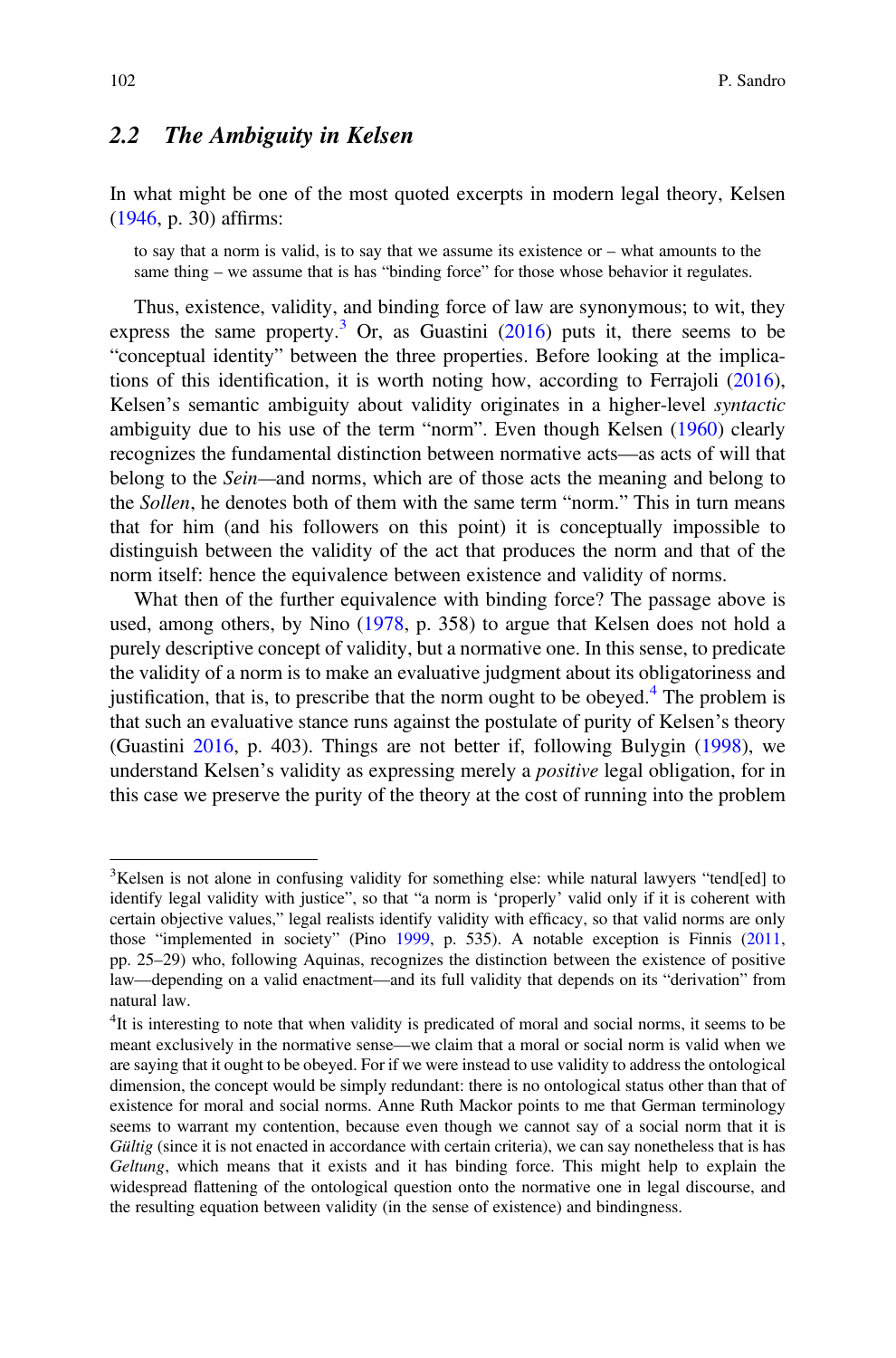## 2.2 The Ambiguity in Kelsen

In what might be one of the most quoted excerpts in modern legal theory, Kelsen (1946, p. 30) affirms:

> to say that a norm is valid, is to say that we assume its existence or – what amounts to the same thing – we assume that is has "binding force" for those whose behavior it regulates.

Thus, existence, validity, and binding force of law are synonymous; to wit, they express the same property.[3] Or, as Guastini (2016) puts it, there seems to be "conceptual identity" between the three properties. Before looking at the implications of this identification, it is worth noting how, according to Ferrajoli (2016), Kelsen's semantic ambiguity about validity originates in a higher-level *syntactic* ambiguity due to his use of the term "norm". Even though Kelsen (1960) clearly recognizes the fundamental distinction between normative acts—as acts of will that belong to the *Sein*—and norms, which are of those acts the meaning and belong to the *Sollen*, he denotes both of them with the same term "norm." This in turn means that for him (and his followers on this point) it is conceptually impossible to distinguish between the validity of the act that produces the norm and that of the norm itself: hence the equivalence between existence and validity of norms.

What then of the further equivalence with binding force? The passage above is used, among others, by Nino (1978, p. 358) to argue that Kelsen does not hold a purely descriptive concept of validity, but a normative one. In this sense, to predicate the validity of a norm is to make an evaluative judgment about its obligatoriness and justification, that is, to prescribe that the norm ought to be obeyed.[4] The problem is that such an evaluative stance runs against the postulate of purity of Kelsen's theory (Guastini 2016, p. 403). Things are not better if, following Bulygin (1998), we understand Kelsen's validity as expressing merely a *positive* legal obligation, for in this case we preserve the purity of the theory at the cost of running into the problem

---

[3]Kelsen is not alone in confusing validity for something else: while natural lawyers "tend[ed] to identify legal validity with justice", so that "a norm is 'properly' valid only if it is coherent with certain objective values," legal realists identify validity with efficacy, so that valid norms are only those "implemented in society" (Pino 1999, p. 535). A notable exception is Finnis (2011, pp. 25–29) who, following Aquinas, recognizes the distinction between the existence of positive law—depending on a valid enactment—and its full validity that depends on its "derivation" from natural law.

[4]It is interesting to note that when validity is predicated of moral and social norms, it seems to be meant exclusively in the normative sense—we claim that a moral or social norm is valid when we are saying that it ought to be obeyed. For if we were instead to use validity to address the ontological dimension, the concept would be simply redundant: there is no ontological status other than that of existence for moral and social norms. Anne Ruth Mackor points to me that German terminology seems to warrant my contention, because even though we cannot say of a social norm that it is *Gültig* (since it is not enacted in accordance with certain criteria), we can say nonetheless that is has *Geltung*, which means that it exists and it has binding force. This might help to explain the widespread flattening of the ontological question onto the normative one in legal discourse, and the resulting equation between validity (in the sense of existence) and bindingness.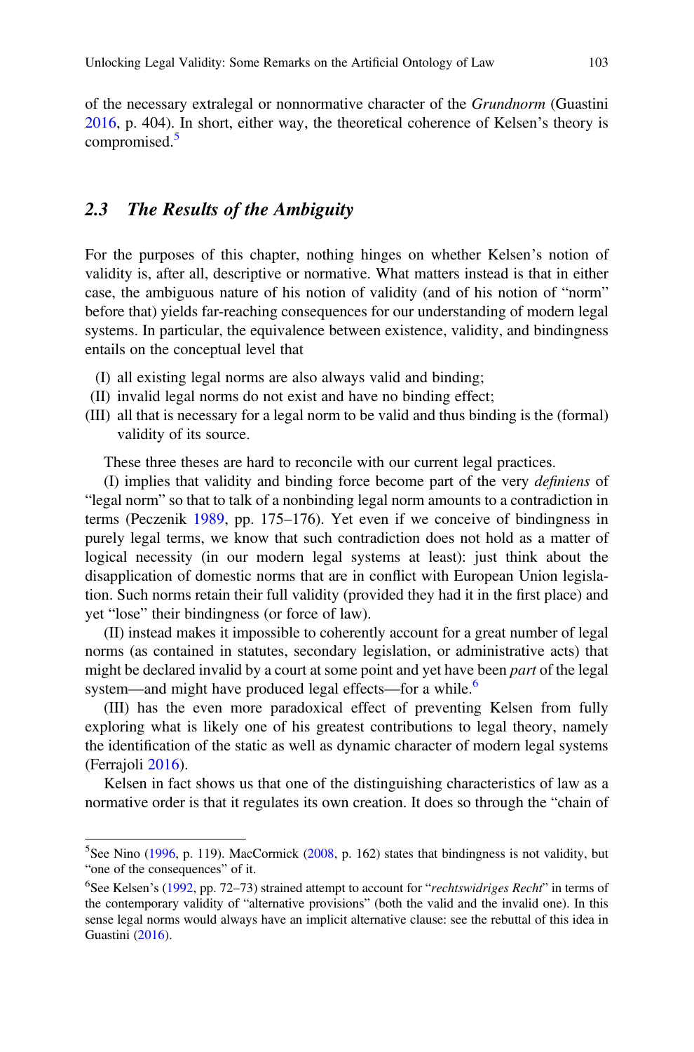of the necessary extralegal or nonnormative character of the *Grundnorm* (Guastini 2016, p. 404). In short, either way, the theoretical coherence of Kelsen's theory is compromised.[5]

## 2.3 The Results of the Ambiguity

For the purposes of this chapter, nothing hinges on whether Kelsen's notion of validity is, after all, descriptive or normative. What matters instead is that in either case, the ambiguous nature of his notion of validity (and of his notion of "norm" before that) yields far-reaching consequences for our understanding of modern legal systems. In particular, the equivalence between existence, validity, and bindingness entails on the conceptual level that

(I) all existing legal norms are also always valid and binding;
(II) invalid legal norms do not exist and have no binding effect;
(III) all that is necessary for a legal norm to be valid and thus binding is the (formal) validity of its source.

These three theses are hard to reconcile with our current legal practices.

(I) implies that validity and binding force become part of the very *definiens* of "legal norm" so that to talk of a nonbinding legal norm amounts to a contradiction in terms (Peczenik 1989, pp. 175–176). Yet even if we conceive of bindingness in purely legal terms, we know that such contradiction does not hold as a matter of logical necessity (in our modern legal systems at least): just think about the disapplication of domestic norms that are in conflict with European Union legislation. Such norms retain their full validity (provided they had it in the first place) and yet "lose" their bindingness (or force of law).

(II) instead makes it impossible to coherently account for a great number of legal norms (as contained in statutes, secondary legislation, or administrative acts) that might be declared invalid by a court at some point and yet have been *part* of the legal system—and might have produced legal effects—for a while.[6]

(III) has the even more paradoxical effect of preventing Kelsen from fully exploring what is likely one of his greatest contributions to legal theory, namely the identification of the static as well as dynamic character of modern legal systems (Ferrajoli 2016).

Kelsen in fact shows us that one of the distinguishing characteristics of law as a normative order is that it regulates its own creation. It does so through the "chain of

---

[5] See Nino (1996, p. 119). MacCormick (2008, p. 162) states that bindingness is not validity, but "one of the consequences" of it.

[6] See Kelsen's (1992, pp. 72–73) strained attempt to account for "*rechtswidriges Recht*" in terms of the contemporary validity of "alternative provisions" (both the valid and the invalid one). In this sense legal norms would always have an implicit alternative clause: see the rebuttal of this idea in Guastini (2016).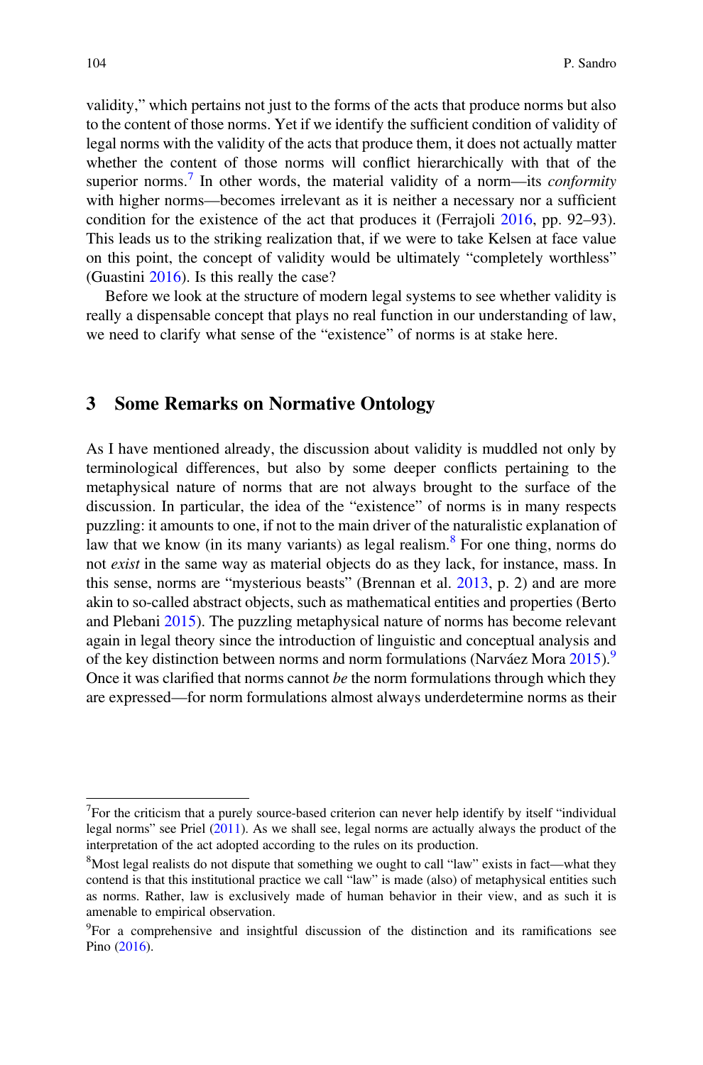validity," which pertains not just to the forms of the acts that produce norms but also to the content of those norms. Yet if we identify the sufficient condition of validity of legal norms with the validity of the acts that produce them, it does not actually matter whether the content of those norms will conflict hierarchically with that of the superior norms.[7] In other words, the material validity of a norm—its *conformity* with higher norms—becomes irrelevant as it is neither a necessary nor a sufficient condition for the existence of the act that produces it (Ferrajoli 2016, pp. 92–93). This leads us to the striking realization that, if we were to take Kelsen at face value on this point, the concept of validity would be ultimately "completely worthless" (Guastini 2016). Is this really the case?

Before we look at the structure of modern legal systems to see whether validity is really a dispensable concept that plays no real function in our understanding of law, we need to clarify what sense of the "existence" of norms is at stake here.

## 3 Some Remarks on Normative Ontology

As I have mentioned already, the discussion about validity is muddled not only by terminological differences, but also by some deeper conflicts pertaining to the metaphysical nature of norms that are not always brought to the surface of the discussion. In particular, the idea of the "existence" of norms is in many respects puzzling: it amounts to one, if not to the main driver of the naturalistic explanation of law that we know (in its many variants) as legal realism.[8] For one thing, norms do not *exist* in the same way as material objects do as they lack, for instance, mass. In this sense, norms are "mysterious beasts" (Brennan et al. 2013, p. 2) and are more akin to so-called abstract objects, such as mathematical entities and properties (Berto and Plebani 2015). The puzzling metaphysical nature of norms has become relevant again in legal theory since the introduction of linguistic and conceptual analysis and of the key distinction between norms and norm formulations (Narváez Mora 2015).[9] Once it was clarified that norms cannot *be* the norm formulations through which they are expressed—for norm formulations almost always underdetermine norms as their

---

[7] For the criticism that a purely source-based criterion can never help identify by itself "individual legal norms" see Priel (2011). As we shall see, legal norms are actually always the product of the interpretation of the act adopted according to the rules on its production.

[8] Most legal realists do not dispute that something we ought to call "law" exists in fact—what they contend is that this institutional practice we call "law" is made (also) of metaphysical entities such as norms. Rather, law is exclusively made of human behavior in their view, and as such it is amenable to empirical observation.

[9] For a comprehensive and insightful discussion of the distinction and its ramifications see Pino (2016).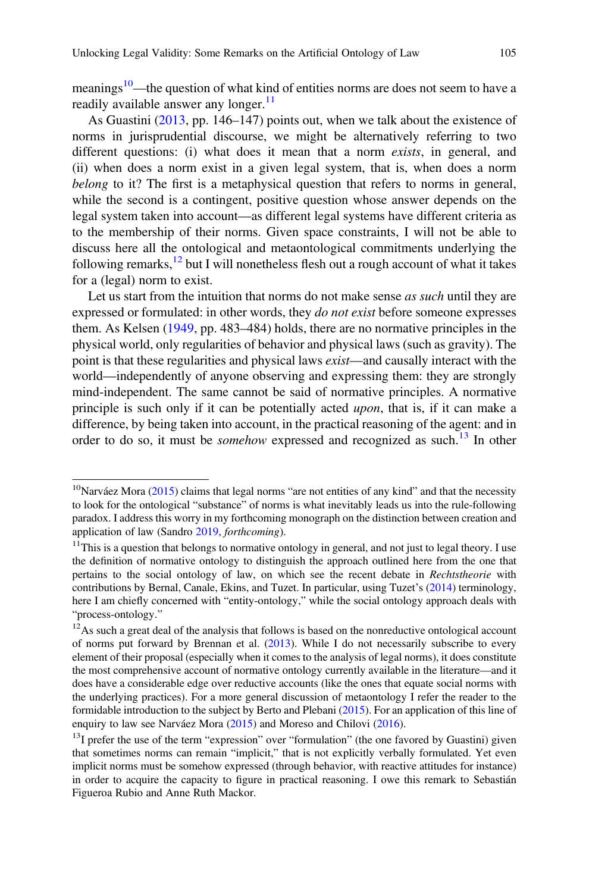meanings[10]—the question of what kind of entities norms are does not seem to have a readily available answer any longer.[11]

As Guastini (2013, pp. 146–147) points out, when we talk about the existence of norms in jurisprudential discourse, we might be alternatively referring to two different questions: (i) what does it mean that a norm *exists*, in general, and (ii) when does a norm exist in a given legal system, that is, when does a norm *belong* to it? The first is a metaphysical question that refers to norms in general, while the second is a contingent, positive question whose answer depends on the legal system taken into account—as different legal systems have different criteria as to the membership of their norms. Given space constraints, I will not be able to discuss here all the ontological and metaontological commitments underlying the following remarks,[12] but I will nonetheless flesh out a rough account of what it takes for a (legal) norm to exist.

Let us start from the intuition that norms do not make sense *as such* until they are expressed or formulated: in other words, they *do not exist* before someone expresses them. As Kelsen (1949, pp. 483–484) holds, there are no normative principles in the physical world, only regularities of behavior and physical laws (such as gravity). The point is that these regularities and physical laws *exist*—and causally interact with the world—independently of anyone observing and expressing them: they are strongly mind-independent. The same cannot be said of normative principles. A normative principle is such only if it can be potentially acted *upon*, that is, if it can make a difference, by being taken into account, in the practical reasoning of the agent: and in order to do so, it must be *somehow* expressed and recognized as such.[13] In other

---

[10] Narváez Mora (2015) claims that legal norms "are not entities of any kind" and that the necessity to look for the ontological "substance" of norms is what inevitably leads us into the rule-following paradox. I address this worry in my forthcoming monograph on the distinction between creation and application of law (Sandro 2019, *forthcoming*).

[11] This is a question that belongs to normative ontology in general, and not just to legal theory. I use the definition of normative ontology to distinguish the approach outlined here from the one that pertains to the social ontology of law, on which see the recent debate in *Rechtstheorie* with contributions by Bernal, Canale, Ekins, and Tuzet. In particular, using Tuzet's (2014) terminology, here I am chiefly concerned with "entity-ontology," while the social ontology approach deals with "process-ontology."

[12] As such a great deal of the analysis that follows is based on the nonreductive ontological account of norms put forward by Brennan et al. (2013). While I do not necessarily subscribe to every element of their proposal (especially when it comes to the analysis of legal norms), it does constitute the most comprehensive account of normative ontology currently available in the literature—and it does have a considerable edge over reductive accounts (like the ones that equate social norms with the underlying practices). For a more general discussion of metaontology I refer the reader to the formidable introduction to the subject by Berto and Plebani (2015). For an application of this line of enquiry to law see Narváez Mora (2015) and Moreso and Chilovi (2016).

[13] I prefer the use of the term "expression" over "formulation" (the one favored by Guastini) given that sometimes norms can remain "implicit," that is not explicitly verbally formulated. Yet even implicit norms must be somehow expressed (through behavior, with reactive attitudes for instance) in order to acquire the capacity to figure in practical reasoning. I owe this remark to Sebastián Figueroa Rubio and Anne Ruth Mackor.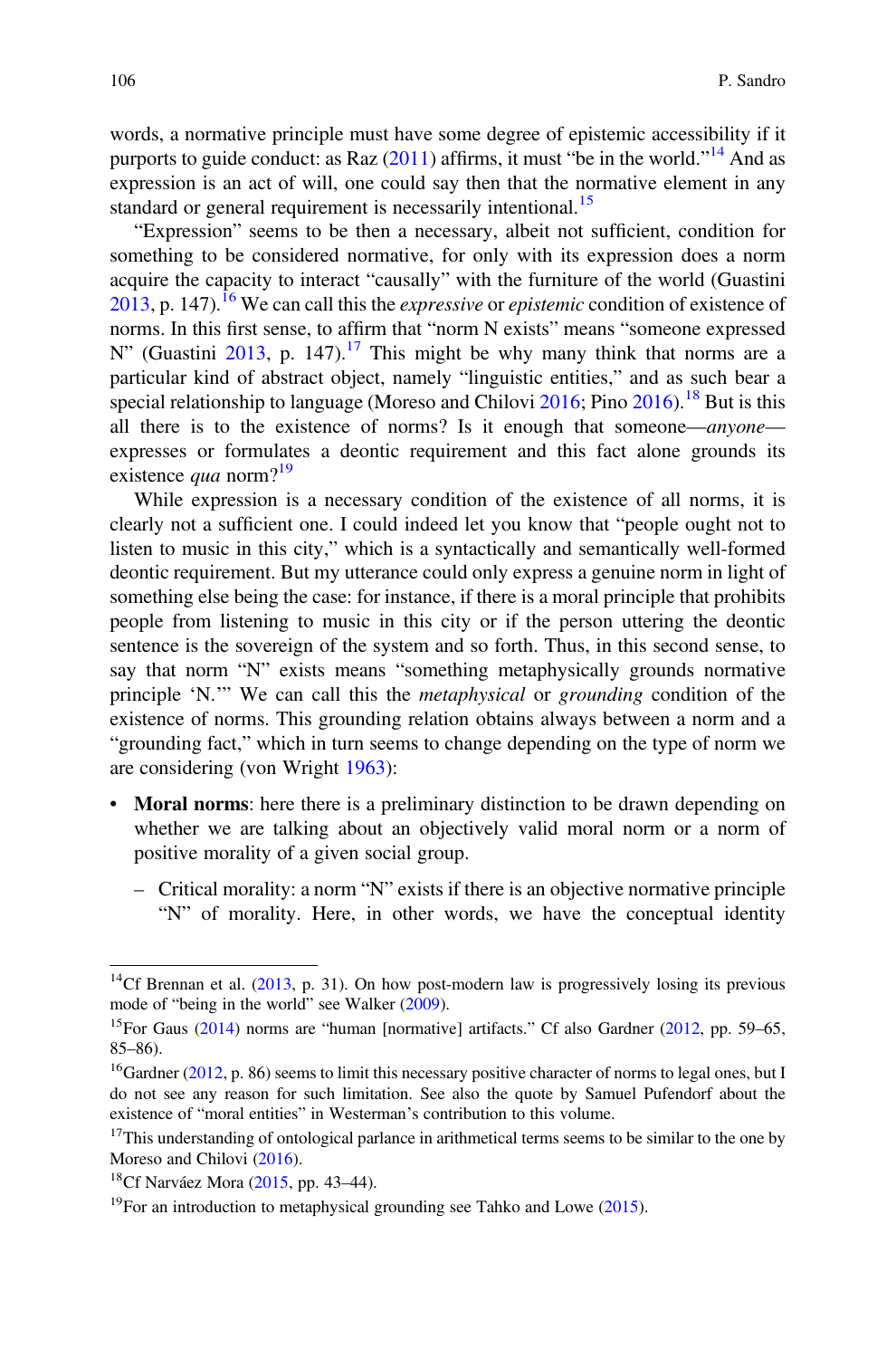words, a normative principle must have some degree of epistemic accessibility if it purports to guide conduct: as Raz (2011) affirms, it must "be in the world."[14] And as expression is an act of will, one could say then that the normative element in any standard or general requirement is necessarily intentional.[15]

"Expression" seems to be then a necessary, albeit not sufficient, condition for something to be considered normative, for only with its expression does a norm acquire the capacity to interact "causally" with the furniture of the world (Guastini 2013, p. 147).[16] We can call this the *expressive* or *epistemic* condition of existence of norms. In this first sense, to affirm that "norm N exists" means "someone expressed N" (Guastini 2013, p. 147).[17] This might be why many think that norms are a particular kind of abstract object, namely "linguistic entities," and as such bear a special relationship to language (Moreso and Chilovi 2016; Pino 2016).[18] But is this all there is to the existence of norms? Is it enough that someone—*anyone*—expresses or formulates a deontic requirement and this fact alone grounds its existence *qua* norm?[19]

While expression is a necessary condition of the existence of all norms, it is clearly not a sufficient one. I could indeed let you know that "people ought not to listen to music in this city," which is a syntactically and semantically well-formed deontic requirement. But my utterance could only express a genuine norm in light of something else being the case: for instance, if there is a moral principle that prohibits people from listening to music in this city or if the person uttering the deontic sentence is the sovereign of the system and so forth. Thus, in this second sense, to say that norm "N" exists means "something metaphysically grounds normative principle 'N.'" We can call this the *metaphysical* or *grounding* condition of the existence of norms. This grounding relation obtains always between a norm and a "grounding fact," which in turn seems to change depending on the type of norm we are considering (von Wright 1963):

- **Moral norms**: here there is a preliminary distinction to be drawn depending on whether we are talking about an objectively valid moral norm or a norm of positive morality of a given social group.
  - Critical morality: a norm "N" exists if there is an objective normative principle "N" of morality. Here, in other words, we have the conceptual identity

---

[14] Cf Brennan et al. (2013, p. 31). On how post-modern law is progressively losing its previous mode of "being in the world" see Walker (2009).

[15] For Gaus (2014) norms are "human [normative] artifacts." Cf also Gardner (2012, pp. 59–65, 85–86).

[16] Gardner (2012, p. 86) seems to limit this necessary positive character of norms to legal ones, but I do not see any reason for such limitation. See also the quote by Samuel Pufendorf about the existence of "moral entities" in Westerman's contribution to this volume.

[17] This understanding of ontological parlance in arithmetical terms seems to be similar to the one by Moreso and Chilovi (2016).

[18] Cf Narváez Mora (2015, pp. 43–44).

[19] For an introduction to metaphysical grounding see Tahko and Lowe (2015).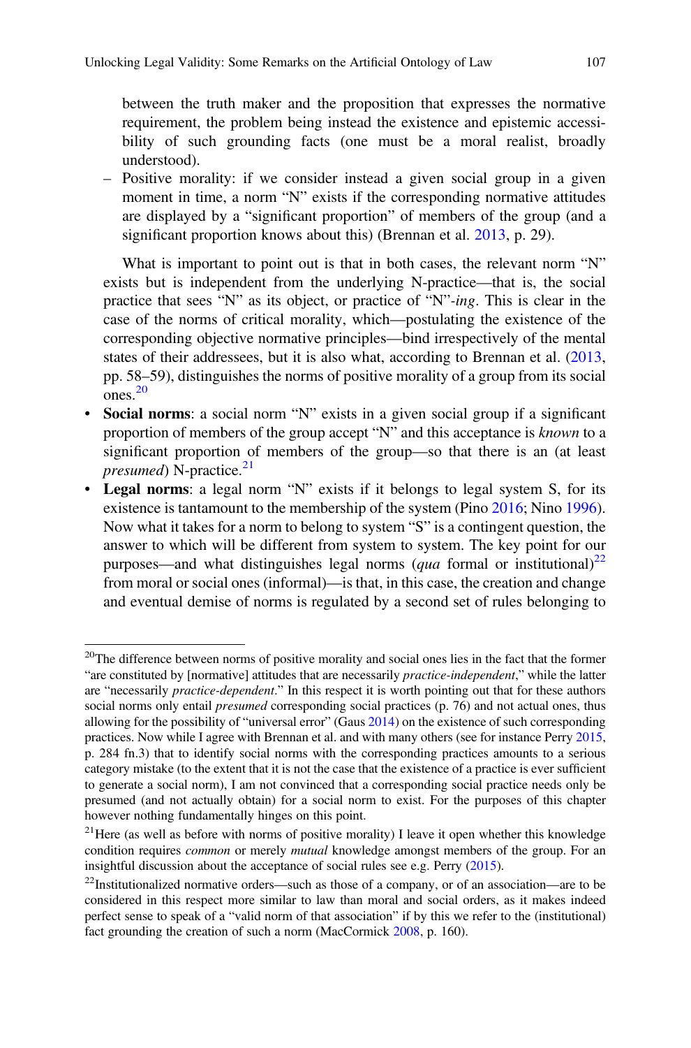between the truth maker and the proposition that expresses the normative requirement, the problem being instead the existence and epistemic accessibility of such grounding facts (one must be a moral realist, broadly understood).

  – Positive morality: if we consider instead a given social group in a given moment in time, a norm "N" exists if the corresponding normative attitudes are displayed by a "significant proportion" of members of the group (and a significant proportion knows about this) (Brennan et al. 2013, p. 29).

  What is important to point out is that in both cases, the relevant norm "N" exists but is independent from the underlying N-practice—that is, the social practice that sees "N" as its object, or practice of "N"-*ing*. This is clear in the case of the norms of critical morality, which—postulating the existence of the corresponding objective normative principles—bind irrespectively of the mental states of their addressees, but it is also what, according to Brennan et al. (2013, pp. 58–59), distinguishes the norms of positive morality of a group from its social ones.[20]

- **Social norms**: a social norm "N" exists in a given social group if a significant proportion of members of the group accept "N" and this acceptance is *known* to a significant proportion of members of the group—so that there is an (at least *presumed*) N-practice.[21]
- **Legal norms**: a legal norm "N" exists if it belongs to legal system S, for its existence is tantamount to the membership of the system (Pino 2016; Nino 1996). Now what it takes for a norm to belong to system "S" is a contingent question, the answer to which will be different from system to system. The key point for our purposes—and what distinguishes legal norms (*qua* formal or institutional)[22] from moral or social ones (informal)—is that, in this case, the creation and change and eventual demise of norms is regulated by a second set of rules belonging to

---

[20]The difference between norms of positive morality and social ones lies in the fact that the former "are constituted by [normative] attitudes that are necessarily *practice-independent*," while the latter are "necessarily *practice-dependent*." In this respect it is worth pointing out that for these authors social norms only entail *presumed* corresponding social practices (p. 76) and not actual ones, thus allowing for the possibility of "universal error" (Gaus 2014) on the existence of such corresponding practices. Now while I agree with Brennan et al. and with many others (see for instance Perry 2015, p. 284 fn.3) that to identify social norms with the corresponding practices amounts to a serious category mistake (to the extent that it is not the case that the existence of a practice is ever sufficient to generate a social norm), I am not convinced that a corresponding social practice needs only be presumed (and not actually obtain) for a social norm to exist. For the purposes of this chapter however nothing fundamentally hinges on this point.

[21]Here (as well as before with norms of positive morality) I leave it open whether this knowledge condition requires *common* or merely *mutual* knowledge amongst members of the group. For an insightful discussion about the acceptance of social rules see e.g. Perry (2015).

[22]Institutionalized normative orders—such as those of a company, or of an association—are to be considered in this respect more similar to law than moral and social orders, as it makes indeed perfect sense to speak of a "valid norm of that association" if by this we refer to the (institutional) fact grounding the creation of such a norm (MacCormick 2008, p. 160).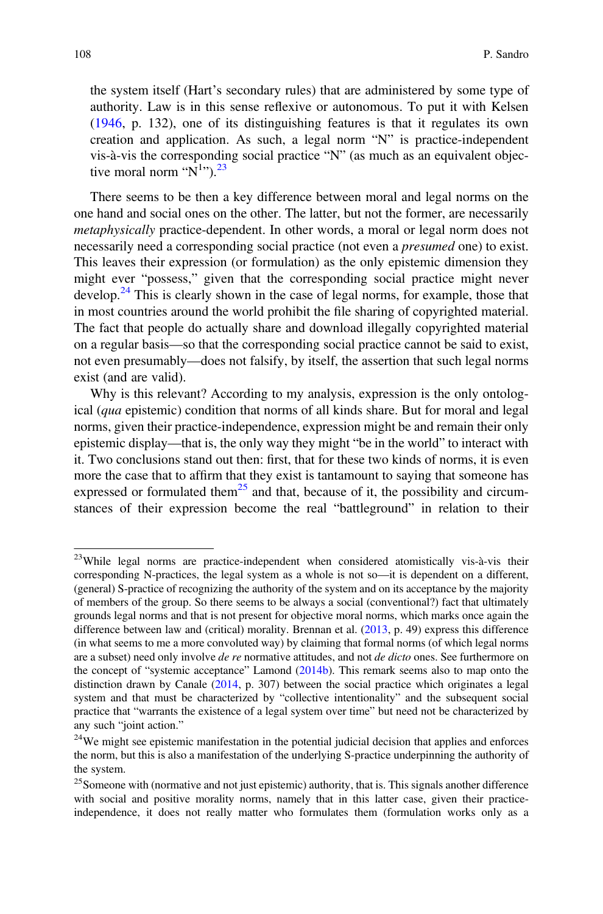the system itself (Hart's secondary rules) that are administered by some type of authority. Law is in this sense reflexive or autonomous. To put it with Kelsen (1946, p. 132), one of its distinguishing features is that it regulates its own creation and application. As such, a legal norm "N" is practice-independent vis-à-vis the corresponding social practice "N" (as much as an equivalent objective moral norm "N[1]").[23]

There seems to be then a key difference between moral and legal norms on the one hand and social ones on the other. The latter, but not the former, are necessarily *metaphysically* practice-dependent. In other words, a moral or legal norm does not necessarily need a corresponding social practice (not even a *presumed* one) to exist. This leaves their expression (or formulation) as the only epistemic dimension they might ever "possess," given that the corresponding social practice might never develop.[24] This is clearly shown in the case of legal norms, for example, those that in most countries around the world prohibit the file sharing of copyrighted material. The fact that people do actually share and download illegally copyrighted material on a regular basis—so that the corresponding social practice cannot be said to exist, not even presumably—does not falsify, by itself, the assertion that such legal norms exist (and are valid).

Why is this relevant? According to my analysis, expression is the only ontological (*qua* epistemic) condition that norms of all kinds share. But for moral and legal norms, given their practice-independence, expression might be and remain their only epistemic display—that is, the only way they might "be in the world" to interact with it. Two conclusions stand out then: first, that for these two kinds of norms, it is even more the case that to affirm that they exist is tantamount to saying that someone has expressed or formulated them[25] and that, because of it, the possibility and circumstances of their expression become the real "battleground" in relation to their

---

[23]While legal norms are practice-independent when considered atomistically vis-à-vis their corresponding N-practices, the legal system as a whole is not so—it is dependent on a different, (general) S-practice of recognizing the authority of the system and on its acceptance by the majority of members of the group. So there seems to be always a social (conventional?) fact that ultimately grounds legal norms and that is not present for objective moral norms, which marks once again the difference between law and (critical) morality. Brennan et al. (2013, p. 49) express this difference (in what seems to me a more convoluted way) by claiming that formal norms (of which legal norms are a subset) need only involve *de re* normative attitudes, and not *de dicto* ones. See furthermore on the concept of "systemic acceptance" Lamond (2014b). This remark seems also to map onto the distinction drawn by Canale (2014, p. 307) between the social practice which originates a legal system and that must be characterized by "collective intentionality" and the subsequent social practice that "warrants the existence of a legal system over time" but need not be characterized by any such "joint action."

[24]We might see epistemic manifestation in the potential judicial decision that applies and enforces the norm, but this is also a manifestation of the underlying S-practice underpinning the authority of the system.

[25]Someone with (normative and not just epistemic) authority, that is. This signals another difference with social and positive morality norms, namely that in this latter case, given their practice-independence, it does not really matter who formulates them (formulation works only as a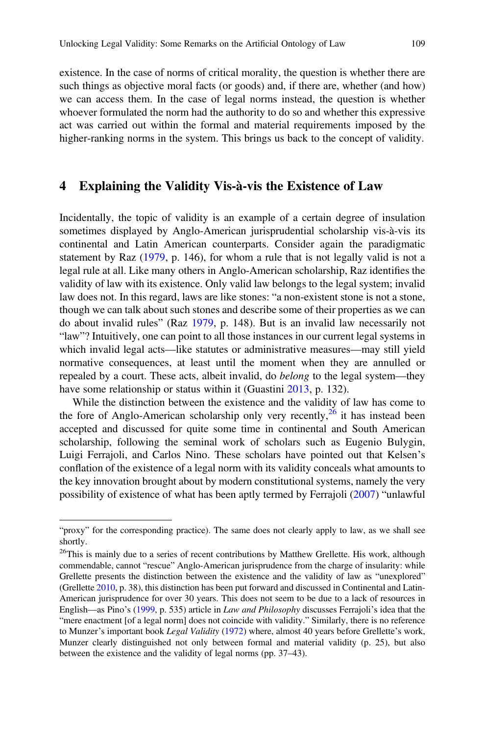existence. In the case of norms of critical morality, the question is whether there are such things as objective moral facts (or goods) and, if there are, whether (and how) we can access them. In the case of legal norms instead, the question is whether whoever formulated the norm had the authority to do so and whether this expressive act was carried out within the formal and material requirements imposed by the higher-ranking norms in the system. This brings us back to the concept of validity.

## 4 Explaining the Validity Vis-à-vis the Existence of Law

Incidentally, the topic of validity is an example of a certain degree of insulation sometimes displayed by Anglo-American jurisprudential scholarship vis-à-vis its continental and Latin American counterparts. Consider again the paradigmatic statement by Raz (1979, p. 146), for whom a rule that is not legally valid is not a legal rule at all. Like many others in Anglo-American scholarship, Raz identifies the validity of law with its existence. Only valid law belongs to the legal system; invalid law does not. In this regard, laws are like stones: "a non-existent stone is not a stone, though we can talk about such stones and describe some of their properties as we can do about invalid rules" (Raz 1979, p. 148). But is an invalid law necessarily not "law"? Intuitively, one can point to all those instances in our current legal systems in which invalid legal acts—like statutes or administrative measures—may still yield normative consequences, at least until the moment when they are annulled or repealed by a court. These acts, albeit invalid, do *belong* to the legal system—they have some relationship or status within it (Guastini 2013, p. 132).

While the distinction between the existence and the validity of law has come to the fore of Anglo-American scholarship only very recently,[26] it has instead been accepted and discussed for quite some time in continental and South American scholarship, following the seminal work of scholars such as Eugenio Bulygin, Luigi Ferrajoli, and Carlos Nino. These scholars have pointed out that Kelsen's conflation of the existence of a legal norm with its validity conceals what amounts to the key innovation brought about by modern constitutional systems, namely the very possibility of existence of what has been aptly termed by Ferrajoli (2007) "unlawful

"proxy" for the corresponding practice). The same does not clearly apply to law, as we shall see shortly.

[26]This is mainly due to a series of recent contributions by Matthew Grellette. His work, although commendable, cannot "rescue" Anglo-American jurisprudence from the charge of insularity: while Grellette presents the distinction between the existence and the validity of law as "unexplored" (Grellette 2010, p. 38), this distinction has been put forward and discussed in Continental and Latin-American jurisprudence for over 30 years. This does not seem to be due to a lack of resources in English—as Pino's (1999, p. 535) article in *Law and Philosophy* discusses Ferrajoli's idea that the "mere enactment [of a legal norm] does not coincide with validity." Similarly, there is no reference to Munzer's important book *Legal Validity* (1972) where, almost 40 years before Grellette's work, Munzer clearly distinguished not only between formal and material validity (p. 25), but also between the existence and the validity of legal norms (pp. 37–43).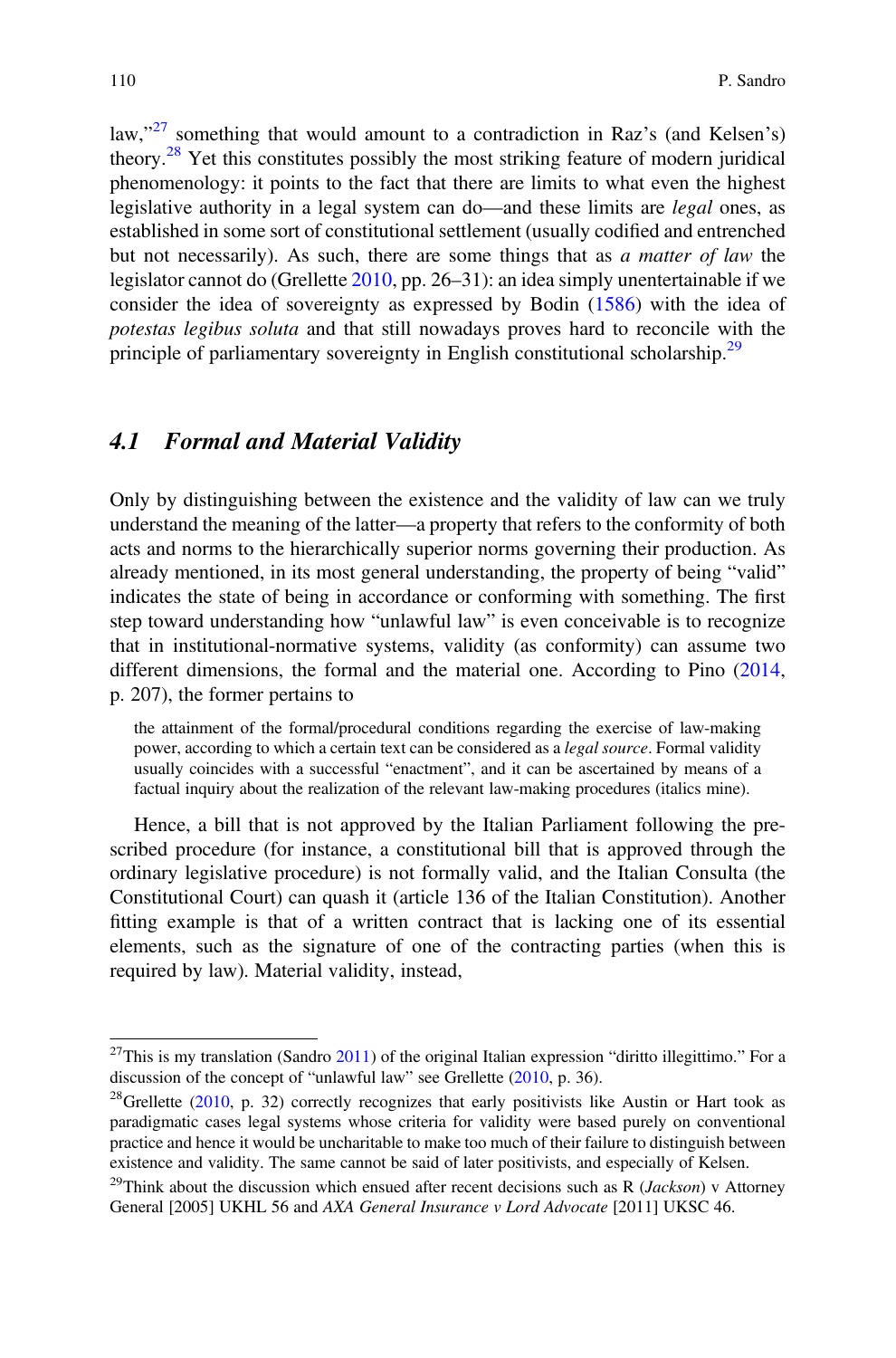law,"[27] something that would amount to a contradiction in Raz's (and Kelsen's) theory.[28] Yet this constitutes possibly the most striking feature of modern juridical phenomenology: it points to the fact that there are limits to what even the highest legislative authority in a legal system can do—and these limits are *legal* ones, as established in some sort of constitutional settlement (usually codified and entrenched but not necessarily). As such, there are some things that as *a matter of law* the legislator cannot do (Grellette 2010, pp. 26–31): an idea simply unentertainable if we consider the idea of sovereignty as expressed by Bodin (1586) with the idea of *potestas legibus soluta* and that still nowadays proves hard to reconcile with the principle of parliamentary sovereignty in English constitutional scholarship.[29]

### 4.1 Formal and Material Validity

Only by distinguishing between the existence and the validity of law can we truly understand the meaning of the latter—a property that refers to the conformity of both acts and norms to the hierarchically superior norms governing their production. As already mentioned, in its most general understanding, the property of being "valid" indicates the state of being in accordance or conforming with something. The first step toward understanding how "unlawful law" is even conceivable is to recognize that in institutional-normative systems, validity (as conformity) can assume two different dimensions, the formal and the material one. According to Pino (2014, p. 207), the former pertains to

> the attainment of the formal/procedural conditions regarding the exercise of law-making power, according to which a certain text can be considered as a *legal source*. Formal validity usually coincides with a successful "enactment", and it can be ascertained by means of a factual inquiry about the realization of the relevant law-making procedures (italics mine).

Hence, a bill that is not approved by the Italian Parliament following the prescribed procedure (for instance, a constitutional bill that is approved through the ordinary legislative procedure) is not formally valid, and the Italian Consulta (the Constitutional Court) can quash it (article 136 of the Italian Constitution). Another fitting example is that of a written contract that is lacking one of its essential elements, such as the signature of one of the contracting parties (when this is required by law). Material validity, instead,

---

[27] This is my translation (Sandro 2011) of the original Italian expression "diritto illegittimo." For a discussion of the concept of "unlawful law" see Grellette (2010, p. 36).

[28] Grellette (2010, p. 32) correctly recognizes that early positivists like Austin or Hart took as paradigmatic cases legal systems whose criteria for validity were based purely on conventional practice and hence it would be uncharitable to make too much of their failure to distinguish between existence and validity. The same cannot be said of later positivists, and especially of Kelsen.

[29] Think about the discussion which ensued after recent decisions such as R (*Jackson*) v Attorney General [2005] UKHL 56 and *AXA General Insurance v Lord Advocate* [2011] UKSC 46.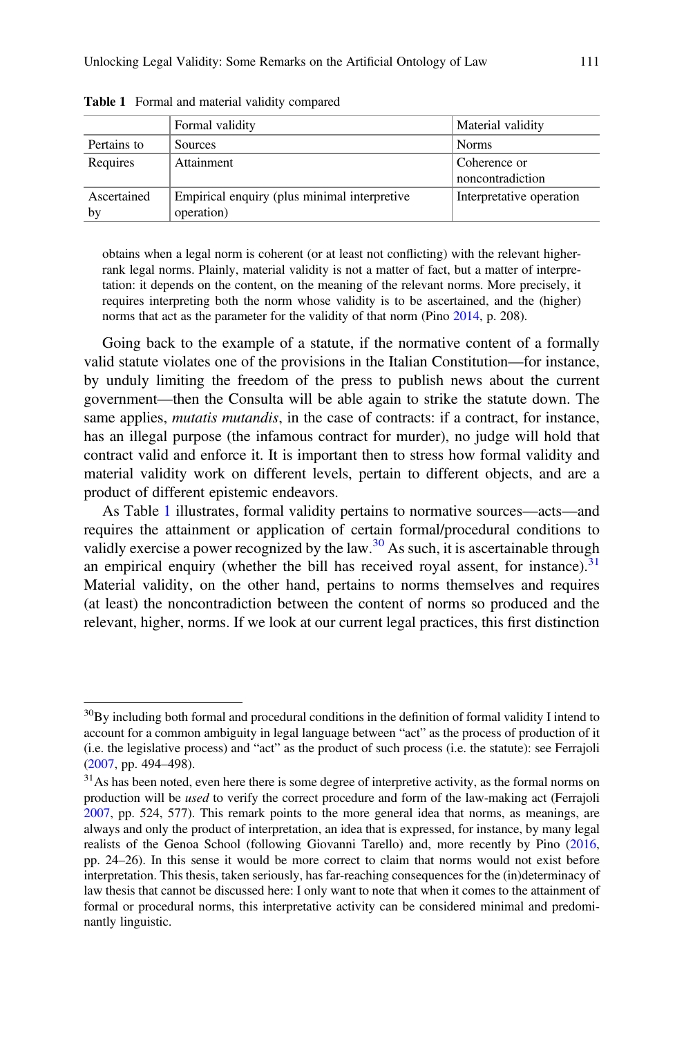**Table 1** Formal and material validity compared

| | Formal validity | Material validity |
|---|---|---|
| Pertains to | Sources | Norms |
| Requires | Attainment | Coherence or noncontradiction |
| Ascertained by | Empirical enquiry (plus minimal interpretive operation) | Interpretative operation |

> obtains when a legal norm is coherent (or at least not conflicting) with the relevant higher-rank legal norms. Plainly, material validity is not a matter of fact, but a matter of interpretation: it depends on the content, on the meaning of the relevant norms. More precisely, it requires interpreting both the norm whose validity is to be ascertained, and the (higher) norms that act as the parameter for the validity of that norm (Pino 2014, p. 208).

Going back to the example of a statute, if the normative content of a formally valid statute violates one of the provisions in the Italian Constitution—for instance, by unduly limiting the freedom of the press to publish news about the current government—then the Consulta will be able again to strike the statute down. The same applies, *mutatis mutandis*, in the case of contracts: if a contract, for instance, has an illegal purpose (the infamous contract for murder), no judge will hold that contract valid and enforce it. It is important then to stress how formal validity and material validity work on different levels, pertain to different objects, and are a product of different epistemic endeavors.

As Table 1 illustrates, formal validity pertains to normative sources—acts—and requires the attainment or application of certain formal/procedural conditions to validly exercise a power recognized by the law.[30] As such, it is ascertainable through an empirical enquiry (whether the bill has received royal assent, for instance).[31] Material validity, on the other hand, pertains to norms themselves and requires (at least) the noncontradiction between the content of norms so produced and the relevant, higher, norms. If we look at our current legal practices, this first distinction

---

[30] By including both formal and procedural conditions in the definition of formal validity I intend to account for a common ambiguity in legal language between "act" as the process of production of it (i.e. the legislative process) and "act" as the product of such process (i.e. the statute): see Ferrajoli (2007, pp. 494–498).

[31] As has been noted, even here there is some degree of interpretive activity, as the formal norms on production will be *used* to verify the correct procedure and form of the law-making act (Ferrajoli 2007, pp. 524, 577). This remark points to the more general idea that norms, as meanings, are always and only the product of interpretation, an idea that is expressed, for instance, by many legal realists of the Genoa School (following Giovanni Tarello) and, more recently by Pino (2016, pp. 24–26). In this sense it would be more correct to claim that norms would not exist before interpretation. This thesis, taken seriously, has far-reaching consequences for the (in)determinacy of law thesis that cannot be discussed here: I only want to note that when it comes to the attainment of formal or procedural norms, this interpretative activity can be considered minimal and predominantly linguistic.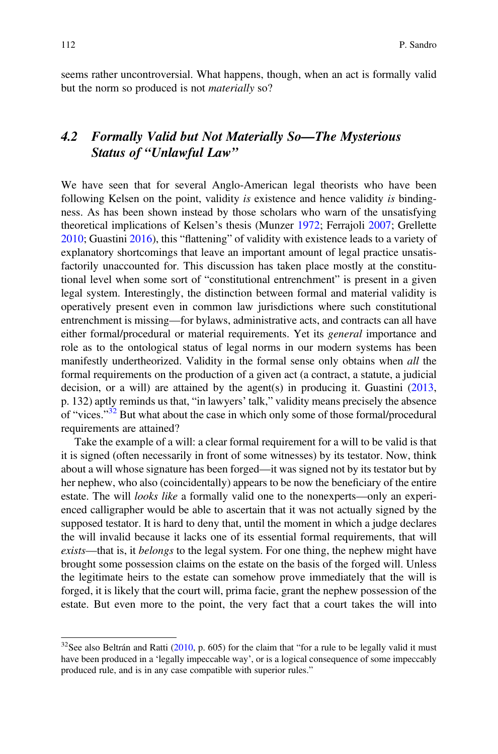seems rather uncontroversial. What happens, though, when an act is formally valid but the norm so produced is not *materially* so?

## 4.2 Formally Valid but Not Materially So—The Mysterious Status of "Unlawful Law"

We have seen that for several Anglo-American legal theorists who have been following Kelsen on the point, validity *is* existence and hence validity *is* bindingness. As has been shown instead by those scholars who warn of the unsatisfying theoretical implications of Kelsen's thesis (Munzer 1972; Ferrajoli 2007; Grellette 2010; Guastini 2016), this "flattening" of validity with existence leads to a variety of explanatory shortcomings that leave an important amount of legal practice unsatisfactorily unaccounted for. This discussion has taken place mostly at the constitutional level when some sort of "constitutional entrenchment" is present in a given legal system. Interestingly, the distinction between formal and material validity is operatively present even in common law jurisdictions where such constitutional entrenchment is missing—for bylaws, administrative acts, and contracts can all have either formal/procedural or material requirements. Yet its *general* importance and role as to the ontological status of legal norms in our modern systems has been manifestly undertheorized. Validity in the formal sense only obtains when *all* the formal requirements on the production of a given act (a contract, a statute, a judicial decision, or a will) are attained by the agent(s) in producing it. Guastini (2013, p. 132) aptly reminds us that, "in lawyers' talk," validity means precisely the absence of "vices."[32] But what about the case in which only some of those formal/procedural requirements are attained?

Take the example of a will: a clear formal requirement for a will to be valid is that it is signed (often necessarily in front of some witnesses) by its testator. Now, think about a will whose signature has been forged—it was signed not by its testator but by her nephew, who also (coincidentally) appears to be now the beneficiary of the entire estate. The will *looks like* a formally valid one to the nonexperts—only an experienced calligrapher would be able to ascertain that it was not actually signed by the supposed testator. It is hard to deny that, until the moment in which a judge declares the will invalid because it lacks one of its essential formal requirements, that will *exists*—that is, it *belongs* to the legal system. For one thing, the nephew might have brought some possession claims on the estate on the basis of the forged will. Unless the legitimate heirs to the estate can somehow prove immediately that the will is forged, it is likely that the court will, prima facie, grant the nephew possession of the estate. But even more to the point, the very fact that a court takes the will into

[32] See also Beltrán and Ratti (2010, p. 605) for the claim that "for a rule to be legally valid it must have been produced in a 'legally impeccable way', or is a logical consequence of some impeccably produced rule, and is in any case compatible with superior rules."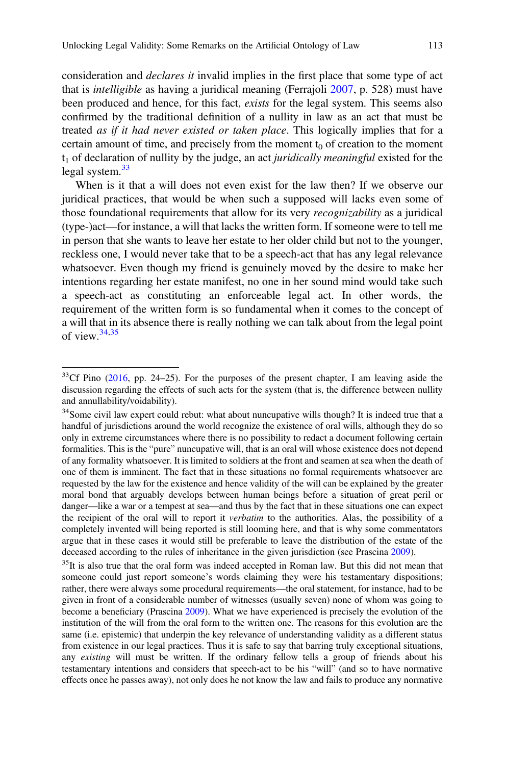consideration and *declares it* invalid implies in the first place that some type of act that is *intelligible* as having a juridical meaning (Ferrajoli 2007, p. 528) must have been produced and hence, for this fact, *exists* for the legal system. This seems also confirmed by the traditional definition of a nullity in law as an act that must be treated *as if it had never existed or taken place*. This logically implies that for a certain amount of time, and precisely from the moment $t_0$ of creation to the moment $t_1$ of declaration of nullity by the judge, an act *juridically meaningful* existed for the legal system.[33]

When is it that a will does not even exist for the law then? If we observe our juridical practices, that would be when such a supposed will lacks even some of those foundational requirements that allow for its very *recognizability* as a juridical (type-)act—for instance, a will that lacks the written form. If someone were to tell me in person that she wants to leave her estate to her older child but not to the younger, reckless one, I would never take that to be a speech-act that has any legal relevance whatsoever. Even though my friend is genuinely moved by the desire to make her intentions regarding her estate manifest, no one in her sound mind would take such a speech-act as constituting an enforceable legal act. In other words, the requirement of the written form is so fundamental when it comes to the concept of a will that in its absence there is really nothing we can talk about from the legal point of view.[34,35]

---

[33]Cf Pino (2016, pp. 24–25). For the purposes of the present chapter, I am leaving aside the discussion regarding the effects of such acts for the system (that is, the difference between nullity and annullability/voidability).

[34]Some civil law expert could rebut: what about nuncupative wills though? It is indeed true that a handful of jurisdictions around the world recognize the existence of oral wills, although they do so only in extreme circumstances where there is no possibility to redact a document following certain formalities. This is the "pure" nuncupative will, that is an oral will whose existence does not depend of any formality whatsoever. It is limited to soldiers at the front and seamen at sea when the death of one of them is imminent. The fact that in these situations no formal requirements whatsoever are requested by the law for the existence and hence validity of the will can be explained by the greater moral bond that arguably develops between human beings before a situation of great peril or danger—like a war or a tempest at sea—and thus by the fact that in these situations one can expect the recipient of the oral will to report it *verbatim* to the authorities. Alas, the possibility of a completely invented will being reported is still looming here, and that is why some commentators argue that in these cases it would still be preferable to leave the distribution of the estate of the deceased according to the rules of inheritance in the given jurisdiction (see Prascina 2009).

[35]It is also true that the oral form was indeed accepted in Roman law. But this did not mean that someone could just report someone's words claiming they were his testamentary dispositions; rather, there were always some procedural requirements—the oral statement, for instance, had to be given in front of a considerable number of witnesses (usually seven) none of whom was going to become a beneficiary (Prascina 2009). What we have experienced is precisely the evolution of the institution of the will from the oral form to the written one. The reasons for this evolution are the same (i.e. epistemic) that underpin the key relevance of understanding validity as a different status from existence in our legal practices. Thus it is safe to say that barring truly exceptional situations, any *existing* will must be written. If the ordinary fellow tells a group of friends about his testamentary intentions and considers that speech-act to be his "will" (and so to have normative effects once he passes away), not only does he not know the law and fails to produce any normative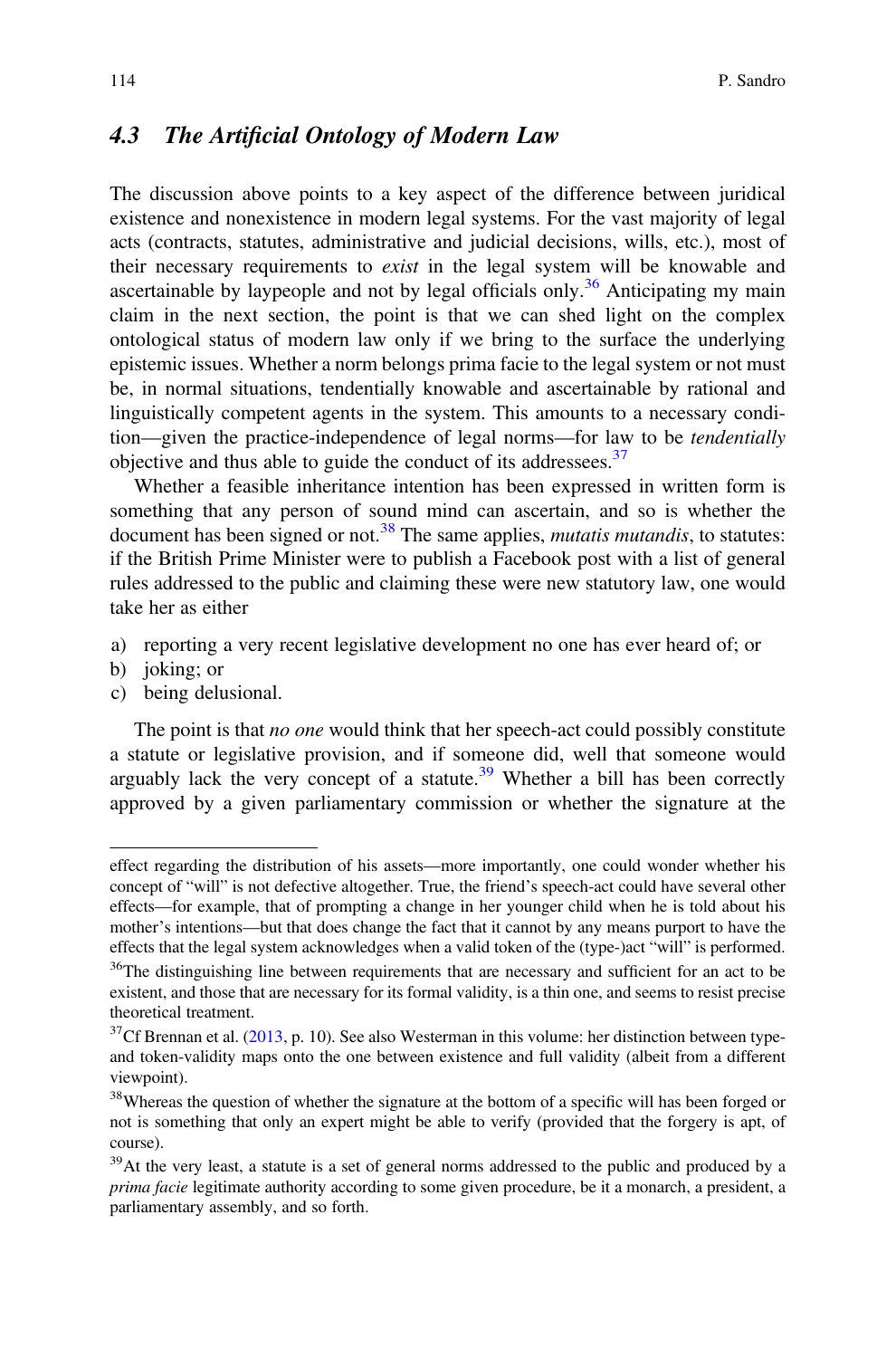## 4.3 *The Artificial Ontology of Modern Law*

The discussion above points to a key aspect of the difference between juridical existence and nonexistence in modern legal systems. For the vast majority of legal acts (contracts, statutes, administrative and judicial decisions, wills, etc.), most of their necessary requirements to *exist* in the legal system will be knowable and ascertainable by laypeople and not by legal officials only.[36] Anticipating my main claim in the next section, the point is that we can shed light on the complex ontological status of modern law only if we bring to the surface the underlying epistemic issues. Whether a norm belongs prima facie to the legal system or not must be, in normal situations, tendentially knowable and ascertainable by rational and linguistically competent agents in the system. This amounts to a necessary condition—given the practice-independence of legal norms—for law to be *tendentially* objective and thus able to guide the conduct of its addressees.[37]

Whether a feasible inheritance intention has been expressed in written form is something that any person of sound mind can ascertain, and so is whether the document has been signed or not.[38] The same applies, *mutatis mutandis*, to statutes: if the British Prime Minister were to publish a Facebook post with a list of general rules addressed to the public and claiming these were new statutory law, one would take her as either

a) reporting a very recent legislative development no one has ever heard of; or
b) joking; or
c) being delusional.

The point is that *no one* would think that her speech-act could possibly constitute a statute or legislative provision, and if someone did, well that someone would arguably lack the very concept of a statute.[39] Whether a bill has been correctly approved by a given parliamentary commission or whether the signature at the

---

effect regarding the distribution of his assets—more importantly, one could wonder whether his concept of "will" is not defective altogether. True, the friend's speech-act could have several other effects—for example, that of prompting a change in her younger child when he is told about his mother's intentions—but that does change the fact that it cannot by any means purport to have the effects that the legal system acknowledges when a valid token of the (type-)act "will" is performed.

[36] The distinguishing line between requirements that are necessary and sufficient for an act to be existent, and those that are necessary for its formal validity, is a thin one, and seems to resist precise theoretical treatment.

[37] Cf Brennan et al. (2013, p. 10). See also Westerman in this volume: her distinction between type- and token-validity maps onto the one between existence and full validity (albeit from a different viewpoint).

[38] Whereas the question of whether the signature at the bottom of a specific will has been forged or not is something that only an expert might be able to verify (provided that the forgery is apt, of course).

[39] At the very least, a statute is a set of general norms addressed to the public and produced by a *prima facie* legitimate authority according to some given procedure, be it a monarch, a president, a parliamentary assembly, and so forth.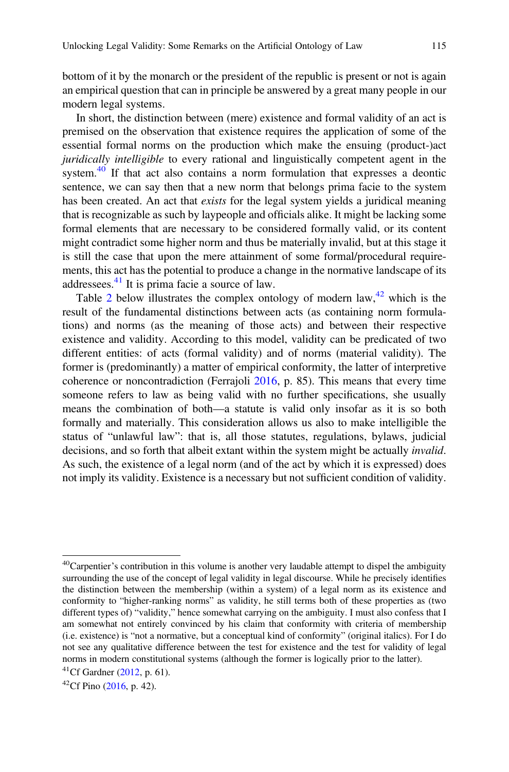bottom of it by the monarch or the president of the republic is present or not is again an empirical question that can in principle be answered by a great many people in our modern legal systems.

In short, the distinction between (mere) existence and formal validity of an act is premised on the observation that existence requires the application of some of the essential formal norms on the production which make the ensuing (product-)act *juridically intelligible* to every rational and linguistically competent agent in the system.[40] If that act also contains a norm formulation that expresses a deontic sentence, we can say then that a new norm that belongs prima facie to the system has been created. An act that *exists* for the legal system yields a juridical meaning that is recognizable as such by laypeople and officials alike. It might be lacking some formal elements that are necessary to be considered formally valid, or its content might contradict some higher norm and thus be materially invalid, but at this stage it is still the case that upon the mere attainment of some formal/procedural requirements, this act has the potential to produce a change in the normative landscape of its addressees.[41] It is prima facie a source of law.

Table 2 below illustrates the complex ontology of modern law,[42] which is the result of the fundamental distinctions between acts (as containing norm formulations) and norms (as the meaning of those acts) and between their respective existence and validity. According to this model, validity can be predicated of two different entities: of acts (formal validity) and of norms (material validity). The former is (predominantly) a matter of empirical conformity, the latter of interpretive coherence or noncontradiction (Ferrajoli 2016, p. 85). This means that every time someone refers to law as being valid with no further specifications, she usually means the combination of both—a statute is valid only insofar as it is so both formally and materially. This consideration allows us also to make intelligible the status of "unlawful law": that is, all those statutes, regulations, bylaws, judicial decisions, and so forth that albeit extant within the system might be actually *invalid*. As such, the existence of a legal norm (and of the act by which it is expressed) does not imply its validity. Existence is a necessary but not sufficient condition of validity.

---

[40] Carpentier's contribution in this volume is another very laudable attempt to dispel the ambiguity surrounding the use of the concept of legal validity in legal discourse. While he precisely identifies the distinction between the membership (within a system) of a legal norm as its existence and conformity to "higher-ranking norms" as validity, he still terms both of these properties as (two different types of) "validity," hence somewhat carrying on the ambiguity. I must also confess that I am somewhat not entirely convinced by his claim that conformity with criteria of membership (i.e. existence) is "not a normative, but a conceptual kind of conformity" (original italics). For I do not see any qualitative difference between the test for existence and the test for validity of legal norms in modern constitutional systems (although the former is logically prior to the latter).

[41] Cf Gardner (2012, p. 61).

[42] Cf Pino (2016, p. 42).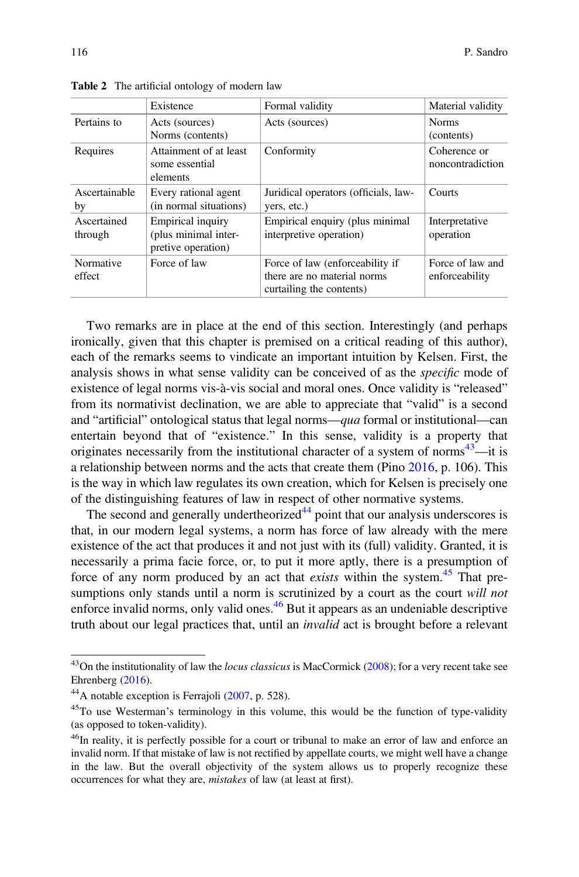**Table 2** The artificial ontology of modern law

| | Existence | Formal validity | Material validity |
|---|---|---|---|
| Pertains to | Acts (sources) Norms (contents) | Acts (sources) | Norms (contents) |
| Requires | Attainment of at least some essential elements | Conformity | Coherence or noncontradiction |
| Ascertainable by | Every rational agent (in normal situations) | Juridical operators (officials, lawyers, etc.) | Courts |
| Ascertained through | Empirical inquiry (plus minimal interpretive operation) | Empirical enquiry (plus minimal interpretive operation) | Interpretative operation |
| Normative effect | Force of law | Force of law (enforceability if there are no material norms curtailing the contents) | Force of law and enforceability |

Two remarks are in place at the end of this section. Interestingly (and perhaps ironically, given that this chapter is premised on a critical reading of this author), each of the remarks seems to vindicate an important intuition by Kelsen. First, the analysis shows in what sense validity can be conceived of as the *specific* mode of existence of legal norms vis-à-vis social and moral ones. Once validity is "released" from its normativist declination, we are able to appreciate that "valid" is a second and "artificial" ontological status that legal norms—*qua* formal or institutional—can entertain beyond that of "existence." In this sense, validity is a property that originates necessarily from the institutional character of a system of norms[43]—it is a relationship between norms and the acts that create them (Pino 2016, p. 106). This is the way in which law regulates its own creation, which for Kelsen is precisely one of the distinguishing features of law in respect of other normative systems.

The second and generally undertheorized[44] point that our analysis underscores is that, in our modern legal systems, a norm has force of law already with the mere existence of the act that produces it and not just with its (full) validity. Granted, it is necessarily a prima facie force, or, to put it more aptly, there is a presumption of force of any norm produced by an act that *exists* within the system.[45] That presumptions only stands until a norm is scrutinized by a court as the court *will not* enforce invalid norms, only valid ones.[46] But it appears as an undeniable descriptive truth about our legal practices that, until an *invalid* act is brought before a relevant

---

[43]On the institutionality of law the *locus classicus* is MacCormick (2008); for a very recent take see Ehrenberg (2016).

[44]A notable exception is Ferrajoli (2007, p. 528).

[45]To use Westerman's terminology in this volume, this would be the function of type-validity (as opposed to token-validity).

[46]In reality, it is perfectly possible for a court or tribunal to make an error of law and enforce an invalid norm. If that mistake of law is not rectified by appellate courts, we might well have a change in the law. But the overall objectivity of the system allows us to properly recognize these occurrences for what they are, *mistakes* of law (at least at first).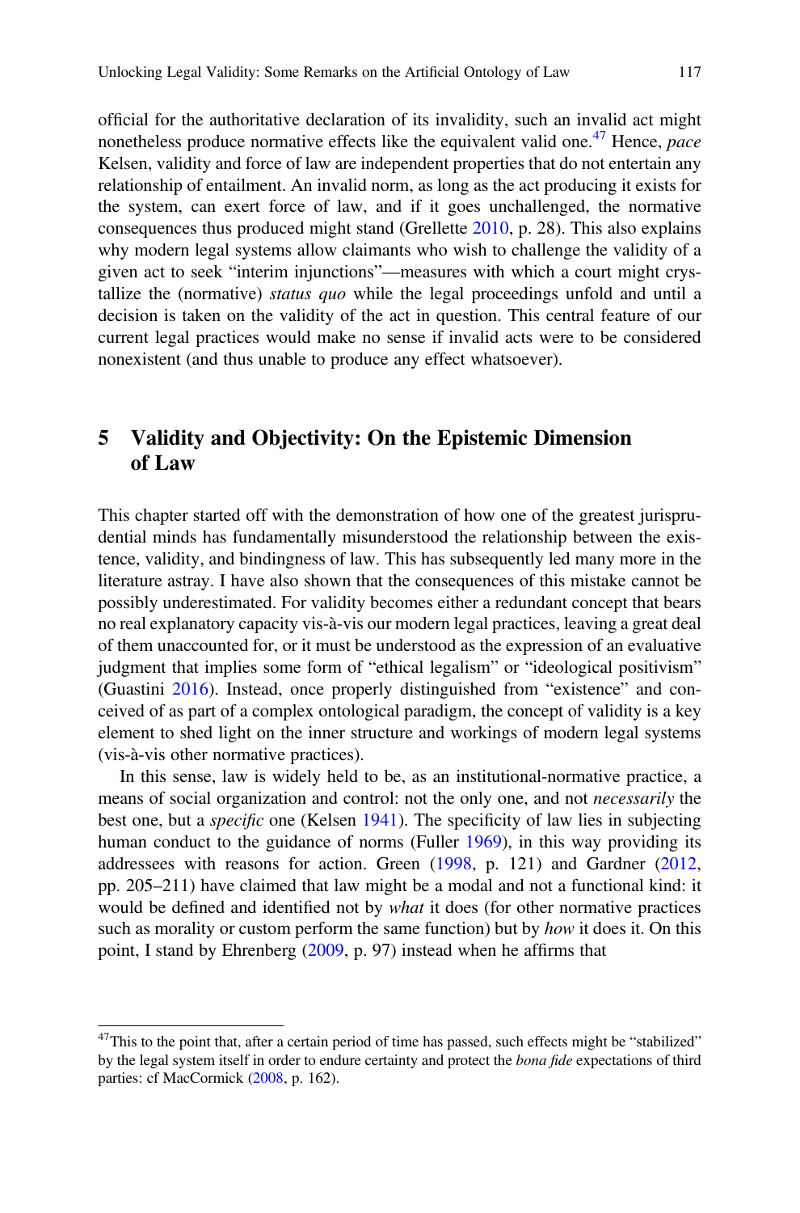official for the authoritative declaration of its invalidity, such an invalid act might nonetheless produce normative effects like the equivalent valid one.[47] Hence, *pace* Kelsen, validity and force of law are independent properties that do not entertain any relationship of entailment. An invalid norm, as long as the act producing it exists for the system, can exert force of law, and if it goes unchallenged, the normative consequences thus produced might stand (Grellette 2010, p. 28). This also explains why modern legal systems allow claimants who wish to challenge the validity of a given act to seek "interim injunctions"—measures with which a court might crystallize the (normative) *status quo* while the legal proceedings unfold and until a decision is taken on the validity of the act in question. This central feature of our current legal practices would make no sense if invalid acts were to be considered nonexistent (and thus unable to produce any effect whatsoever).

## 5 Validity and Objectivity: On the Epistemic Dimension of Law

This chapter started off with the demonstration of how one of the greatest jurisprudential minds has fundamentally misunderstood the relationship between the existence, validity, and bindingness of law. This has subsequently led many more in the literature astray. I have also shown that the consequences of this mistake cannot be possibly underestimated. For validity becomes either a redundant concept that bears no real explanatory capacity vis-à-vis our modern legal practices, leaving a great deal of them unaccounted for, or it must be understood as the expression of an evaluative judgment that implies some form of "ethical legalism" or "ideological positivism" (Guastini 2016). Instead, once properly distinguished from "existence" and conceived of as part of a complex ontological paradigm, the concept of validity is a key element to shed light on the inner structure and workings of modern legal systems (vis-à-vis other normative practices).

In this sense, law is widely held to be, as an institutional-normative practice, a means of social organization and control: not the only one, and not *necessarily* the best one, but a *specific* one (Kelsen 1941). The specificity of law lies in subjecting human conduct to the guidance of norms (Fuller 1969), in this way providing its addressees with reasons for action. Green (1998, p. 121) and Gardner (2012, pp. 205–211) have claimed that law might be a modal and not a functional kind: it would be defined and identified not by *what* it does (for other normative practices such as morality or custom perform the same function) but by *how* it does it. On this point, I stand by Ehrenberg (2009, p. 97) instead when he affirms that

---

[47] This to the point that, after a certain period of time has passed, such effects might be "stabilized" by the legal system itself in order to endure certainty and protect the *bona fide* expectations of third parties: cf MacCormick (2008, p. 162).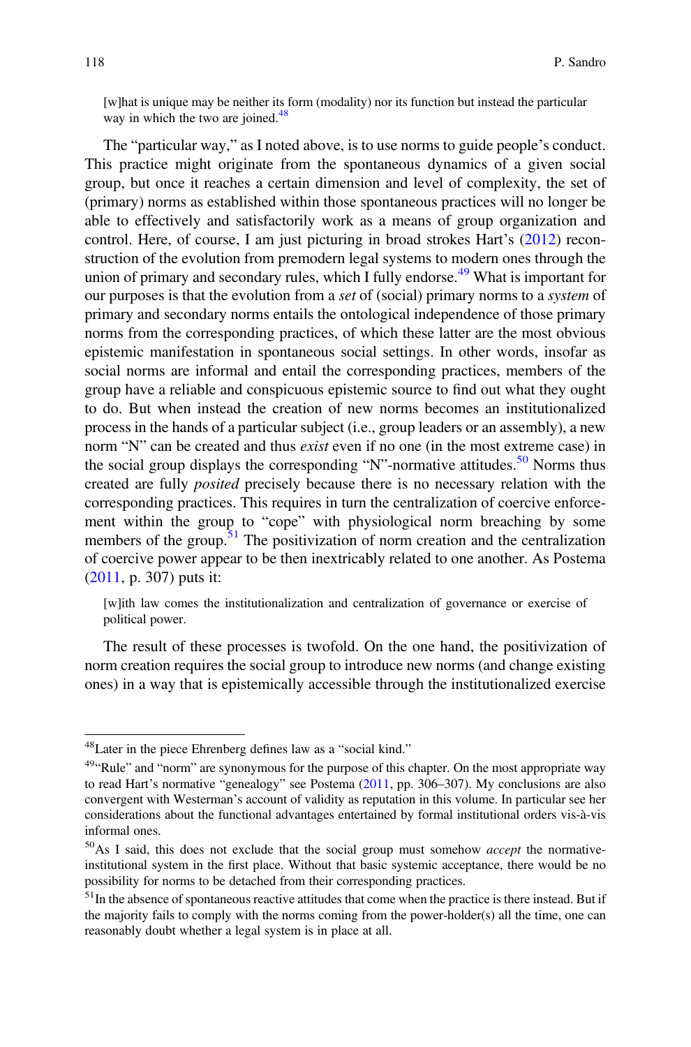> [w]hat is unique may be neither its form (modality) nor its function but instead the particular way in which the two are joined.[48]

The "particular way," as I noted above, is to use norms to guide people's conduct. This practice might originate from the spontaneous dynamics of a given social group, but once it reaches a certain dimension and level of complexity, the set of (primary) norms as established within those spontaneous practices will no longer be able to effectively and satisfactorily work as a means of group organization and control. Here, of course, I am just picturing in broad strokes Hart's (2012) reconstruction of the evolution from premodern legal systems to modern ones through the union of primary and secondary rules, which I fully endorse.[49] What is important for our purposes is that the evolution from a *set* of (social) primary norms to a *system* of primary and secondary norms entails the ontological independence of those primary norms from the corresponding practices, of which these latter are the most obvious epistemic manifestation in spontaneous social settings. In other words, insofar as social norms are informal and entail the corresponding practices, members of the group have a reliable and conspicuous epistemic source to find out what they ought to do. But when instead the creation of new norms becomes an institutionalized process in the hands of a particular subject (i.e., group leaders or an assembly), a new norm "N" can be created and thus *exist* even if no one (in the most extreme case) in the social group displays the corresponding "N"-normative attitudes.[50] Norms thus created are fully *posited* precisely because there is no necessary relation with the corresponding practices. This requires in turn the centralization of coercive enforcement within the group to "cope" with physiological norm breaching by some members of the group.[51] The positivization of norm creation and the centralization of coercive power appear to be then inextricably related to one another. As Postema (2011, p. 307) puts it:

> [w]ith law comes the institutionalization and centralization of governance or exercise of political power.

The result of these processes is twofold. On the one hand, the positivization of norm creation requires the social group to introduce new norms (and change existing ones) in a way that is epistemically accessible through the institutionalized exercise

---

[48] Later in the piece Ehrenberg defines law as a "social kind."

[49] "Rule" and "norm" are synonymous for the purpose of this chapter. On the most appropriate way to read Hart's normative "genealogy" see Postema (2011, pp. 306–307). My conclusions are also convergent with Westerman's account of validity as reputation in this volume. In particular see her considerations about the functional advantages entertained by formal institutional orders vis-à-vis informal ones.

[50] As I said, this does not exclude that the social group must somehow *accept* the normative-institutional system in the first place. Without that basic systemic acceptance, there would be no possibility for norms to be detached from their corresponding practices.

[51] In the absence of spontaneous reactive attitudes that come when the practice is there instead. But if the majority fails to comply with the norms coming from the power-holder(s) all the time, one can reasonably doubt whether a legal system is in place at all.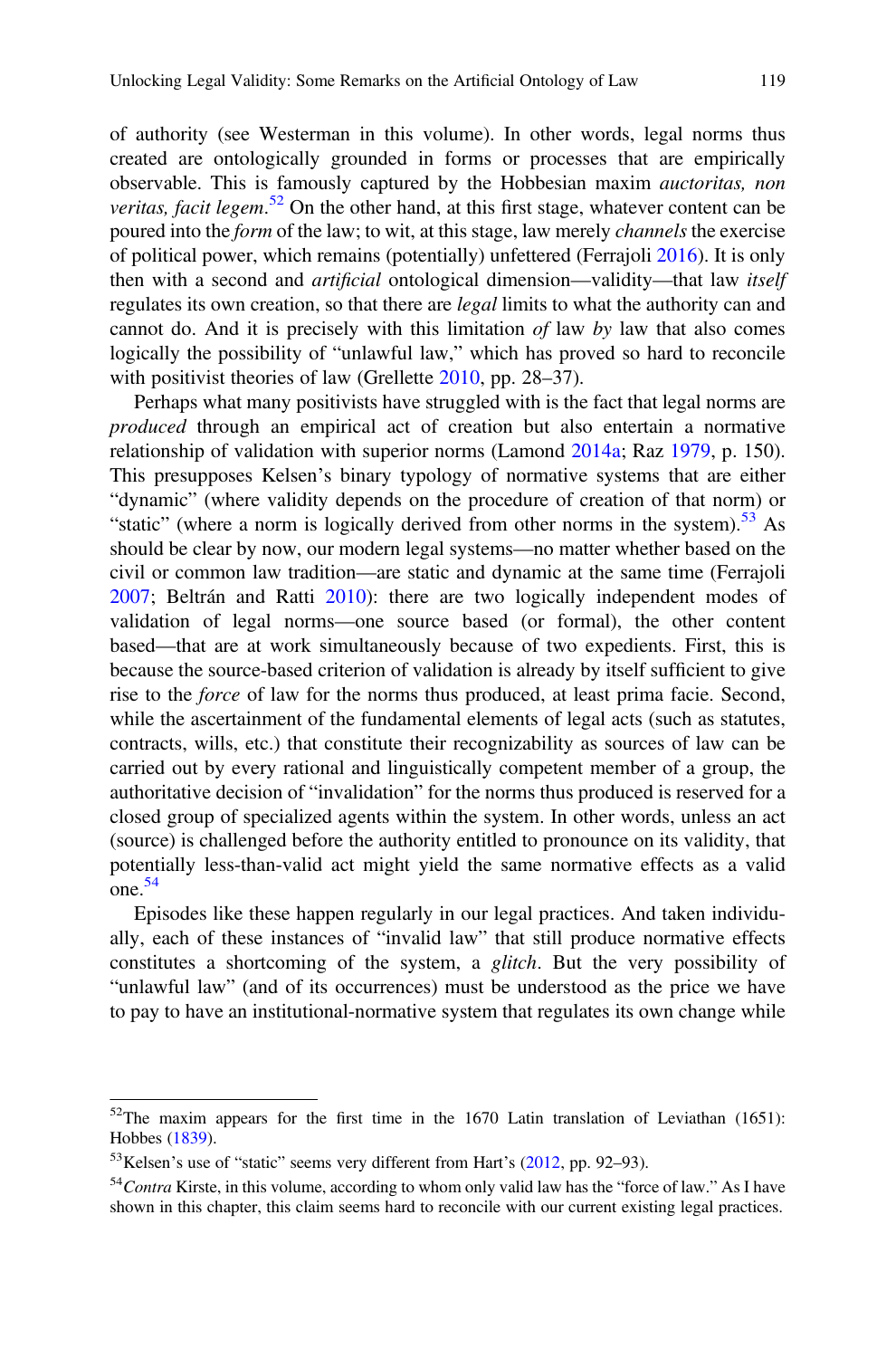of authority (see Westerman in this volume). In other words, legal norms thus created are ontologically grounded in forms or processes that are empirically observable. This is famously captured by the Hobbesian maxim *auctoritas, non veritas, facit legem*.[52] On the other hand, at this first stage, whatever content can be poured into the *form* of the law; to wit, at this stage, law merely *channels* the exercise of political power, which remains (potentially) unfettered (Ferrajoli 2016). It is only then with a second and *artificial* ontological dimension—validity—that law *itself* regulates its own creation, so that there are *legal* limits to what the authority can and cannot do. And it is precisely with this limitation *of* law *by* law that also comes logically the possibility of "unlawful law," which has proved so hard to reconcile with positivist theories of law (Grellette 2010, pp. 28–37).

Perhaps what many positivists have struggled with is the fact that legal norms are *produced* through an empirical act of creation but also entertain a normative relationship of validation with superior norms (Lamond 2014a; Raz 1979, p. 150). This presupposes Kelsen's binary typology of normative systems that are either "dynamic" (where validity depends on the procedure of creation of that norm) or "static" (where a norm is logically derived from other norms in the system).[53] As should be clear by now, our modern legal systems—no matter whether based on the civil or common law tradition—are static and dynamic at the same time (Ferrajoli 2007; Beltrán and Ratti 2010): there are two logically independent modes of validation of legal norms—one source based (or formal), the other content based—that are at work simultaneously because of two expedients. First, this is because the source-based criterion of validation is already by itself sufficient to give rise to the *force* of law for the norms thus produced, at least prima facie. Second, while the ascertainment of the fundamental elements of legal acts (such as statutes, contracts, wills, etc.) that constitute their recognizability as sources of law can be carried out by every rational and linguistically competent member of a group, the authoritative decision of "invalidation" for the norms thus produced is reserved for a closed group of specialized agents within the system. In other words, unless an act (source) is challenged before the authority entitled to pronounce on its validity, that potentially less-than-valid act might yield the same normative effects as a valid one.[54]

Episodes like these happen regularly in our legal practices. And taken individually, each of these instances of "invalid law" that still produce normative effects constitutes a shortcoming of the system, a *glitch*. But the very possibility of "unlawful law" (and of its occurrences) must be understood as the price we have to pay to have an institutional-normative system that regulates its own change while

---

[52] The maxim appears for the first time in the 1670 Latin translation of Leviathan (1651): Hobbes (1839).

[53] Kelsen's use of "static" seems very different from Hart's (2012, pp. 92–93).

[54] *Contra* Kirste, in this volume, according to whom only valid law has the "force of law." As I have shown in this chapter, this claim seems hard to reconcile with our current existing legal practices.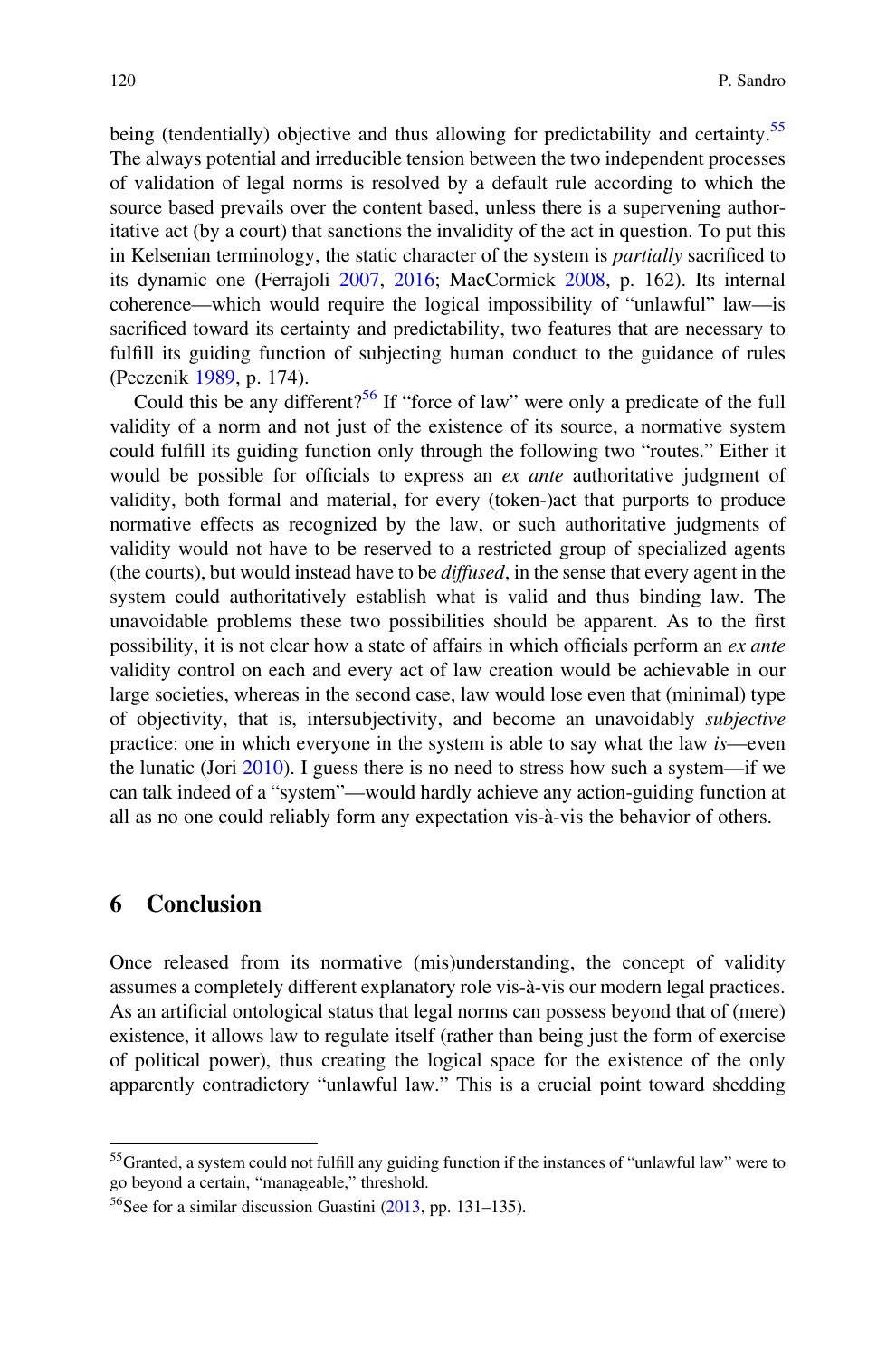being (tendentially) objective and thus allowing for predictability and certainty.[55] The always potential and irreducible tension between the two independent processes of validation of legal norms is resolved by a default rule according to which the source based prevails over the content based, unless there is a supervening authoritative act (by a court) that sanctions the invalidity of the act in question. To put this in Kelsenian terminology, the static character of the system is *partially* sacrificed to its dynamic one (Ferrajoli 2007, 2016; MacCormick 2008, p. 162). Its internal coherence—which would require the logical impossibility of "unlawful" law—is sacrificed toward its certainty and predictability, two features that are necessary to fulfill its guiding function of subjecting human conduct to the guidance of rules (Peczenik 1989, p. 174).

Could this be any different?[56] If "force of law" were only a predicate of the full validity of a norm and not just of the existence of its source, a normative system could fulfill its guiding function only through the following two "routes." Either it would be possible for officials to express an *ex ante* authoritative judgment of validity, both formal and material, for every (token-)act that purports to produce normative effects as recognized by the law, or such authoritative judgments of validity would not have to be reserved to a restricted group of specialized agents (the courts), but would instead have to be *diffused*, in the sense that every agent in the system could authoritatively establish what is valid and thus binding law. The unavoidable problems these two possibilities should be apparent. As to the first possibility, it is not clear how a state of affairs in which officials perform an *ex ante* validity control on each and every act of law creation would be achievable in our large societies, whereas in the second case, law would lose even that (minimal) type of objectivity, that is, intersubjectivity, and become an unavoidably *subjective* practice: one in which everyone in the system is able to say what the law *is*—even the lunatic (Jori 2010). I guess there is no need to stress how such a system—if we can talk indeed of a "system"—would hardly achieve any action-guiding function at all as no one could reliably form any expectation vis-à-vis the behavior of others.

## 6 Conclusion

Once released from its normative (mis)understanding, the concept of validity assumes a completely different explanatory role vis-à-vis our modern legal practices. As an artificial ontological status that legal norms can possess beyond that of (mere) existence, it allows law to regulate itself (rather than being just the form of exercise of political power), thus creating the logical space for the existence of the only apparently contradictory "unlawful law." This is a crucial point toward shedding

---

[55] Granted, a system could not fulfill any guiding function if the instances of "unlawful law" were to go beyond a certain, "manageable," threshold.

[56] See for a similar discussion Guastini (2013, pp. 131–135).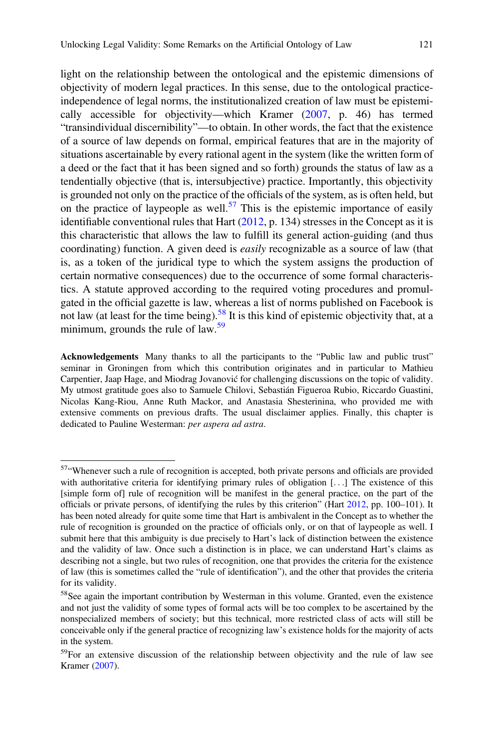light on the relationship between the ontological and the epistemic dimensions of objectivity of modern legal practices. In this sense, due to the ontological practice-independence of legal norms, the institutionalized creation of law must be epistemically accessible for objectivity—which Kramer (2007, p. 46) has termed "transindividual discernibility"—to obtain. In other words, the fact that the existence of a source of law depends on formal, empirical features that are in the majority of situations ascertainable by every rational agent in the system (like the written form of a deed or the fact that it has been signed and so forth) grounds the status of law as a tendentially objective (that is, intersubjective) practice. Importantly, this objectivity is grounded not only on the practice of the officials of the system, as is often held, but on the practice of laypeople as well.[57] This is the epistemic importance of easily identifiable conventional rules that Hart (2012, p. 134) stresses in the Concept as it is this characteristic that allows the law to fulfill its general action-guiding (and thus coordinating) function. A given deed is *easily* recognizable as a source of law (that is, as a token of the juridical type to which the system assigns the production of certain normative consequences) due to the occurrence of some formal characteristics. A statute approved according to the required voting procedures and promulgated in the official gazette is law, whereas a list of norms published on Facebook is not law (at least for the time being).[58] It is this kind of epistemic objectivity that, at a minimum, grounds the rule of law.[59]

**Acknowledgements** Many thanks to all the participants to the "Public law and public trust" seminar in Groningen from which this contribution originates and in particular to Mathieu Carpentier, Jaap Hage, and Miodrag Jovanović for challenging discussions on the topic of validity. My utmost gratitude goes also to Samuele Chilovi, Sebastián Figueroa Rubio, Riccardo Guastini, Nicolas Kang-Riou, Anne Ruth Mackor, and Anastasia Shesterinina, who provided me with extensive comments on previous drafts. The usual disclaimer applies. Finally, this chapter is dedicated to Pauline Westerman: *per aspera ad astra*.

---

[57] "Whenever such a rule of recognition is accepted, both private persons and officials are provided with authoritative criteria for identifying primary rules of obligation [...] The existence of this [simple form of] rule of recognition will be manifest in the general practice, on the part of the officials or private persons, of identifying the rules by this criterion" (Hart 2012, pp. 100–101). It has been noted already for quite some time that Hart is ambivalent in the Concept as to whether the rule of recognition is grounded on the practice of officials only, or on that of laypeople as well. I submit here that this ambiguity is due precisely to Hart's lack of distinction between the existence and the validity of law. Once such a distinction is in place, we can understand Hart's claims as describing not a single, but two rules of recognition, one that provides the criteria for the existence of law (this is sometimes called the "rule of identification"), and the other that provides the criteria for its validity.

[58] See again the important contribution by Westerman in this volume. Granted, even the existence and not just the validity of some types of formal acts will be too complex to be ascertained by the nonspecialized members of society; but this technical, more restricted class of acts will still be conceivable only if the general practice of recognizing law's existence holds for the majority of acts in the system.

[59] For an extensive discussion of the relationship between objectivity and the rule of law see Kramer (2007).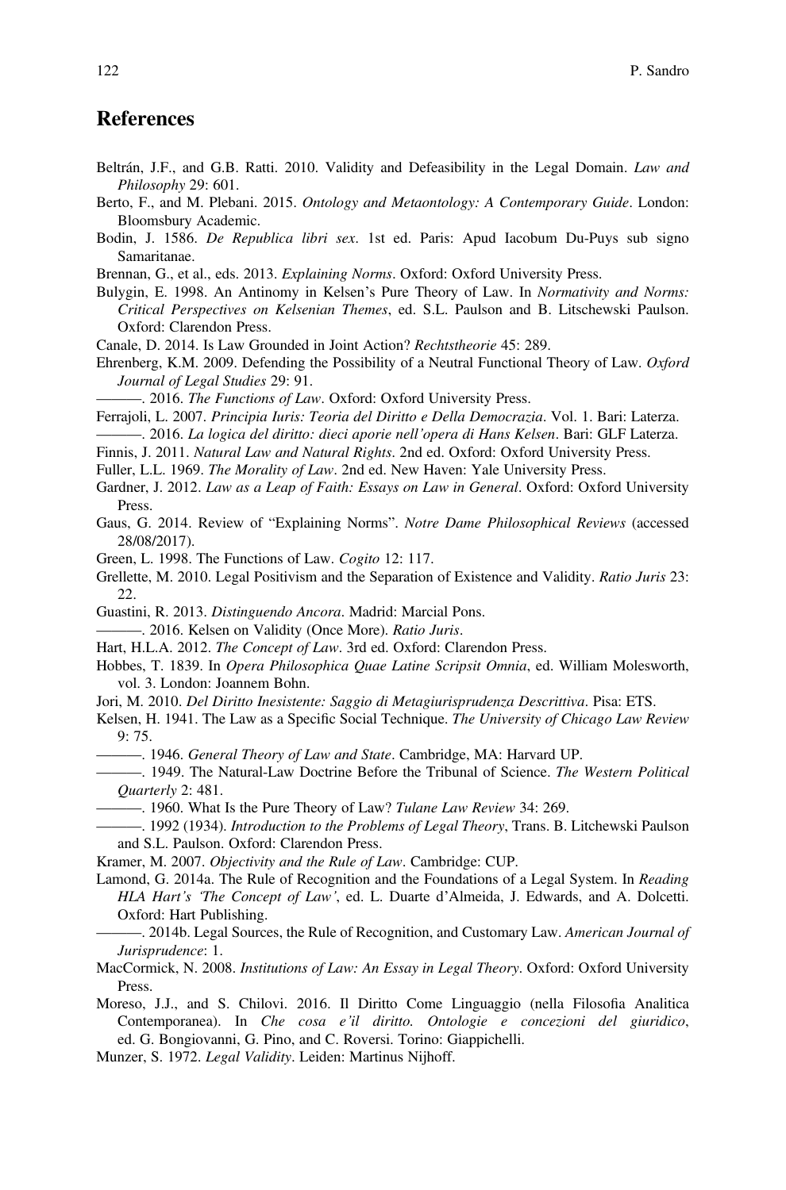## References

Beltrán, J.F., and G.B. Ratti. 2010. Validity and Defeasibility in the Legal Domain. *Law and Philosophy* 29: 601.

Berto, F., and M. Plebani. 2015. *Ontology and Metaontology: A Contemporary Guide*. London: Bloomsbury Academic.

Bodin, J. 1586. *De Republica libri sex*. 1st ed. Paris: Apud Iacobum Du-Puys sub signo Samaritanae.

Brennan, G., et al., eds. 2013. *Explaining Norms*. Oxford: Oxford University Press.

Bulygin, E. 1998. An Antinomy in Kelsen's Pure Theory of Law. In *Normativity and Norms: Critical Perspectives on Kelsenian Themes*, ed. S.L. Paulson and B. Litschewski Paulson. Oxford: Clarendon Press.

Canale, D. 2014. Is Law Grounded in Joint Action? *Rechtstheorie* 45: 289.

Ehrenberg, K.M. 2009. Defending the Possibility of a Neutral Functional Theory of Law. *Oxford Journal of Legal Studies* 29: 91.

———. 2016. *The Functions of Law*. Oxford: Oxford University Press.

Ferrajoli, L. 2007. *Principia Iuris: Teoria del Diritto e Della Democrazia*. Vol. 1. Bari: Laterza.

———. 2016. *La logica del diritto: dieci aporie nell'opera di Hans Kelsen*. Bari: GLF Laterza.

Finnis, J. 2011. *Natural Law and Natural Rights*. 2nd ed. Oxford: Oxford University Press.

Fuller, L.L. 1969. *The Morality of Law*. 2nd ed. New Haven: Yale University Press.

Gardner, J. 2012. *Law as a Leap of Faith: Essays on Law in General*. Oxford: Oxford University Press.

Gaus, G. 2014. Review of "Explaining Norms". *Notre Dame Philosophical Reviews* (accessed 28/08/2017).

Green, L. 1998. The Functions of Law. *Cogito* 12: 117.

Grellette, M. 2010. Legal Positivism and the Separation of Existence and Validity. *Ratio Juris* 23: 22.

Guastini, R. 2013. *Distinguendo Ancora*. Madrid: Marcial Pons.

———. 2016. Kelsen on Validity (Once More). *Ratio Juris*.

Hart, H.L.A. 2012. *The Concept of Law*. 3rd ed. Oxford: Clarendon Press.

Hobbes, T. 1839. In *Opera Philosophica Quae Latine Scripsit Omnia*, ed. William Molesworth, vol. 3. London: Joannem Bohn.

Jori, M. 2010. *Del Diritto Inesistente: Saggio di Metagiurisprudenza Descrittiva*. Pisa: ETS.

Kelsen, H. 1941. The Law as a Specific Social Technique. *The University of Chicago Law Review* 9: 75.

———. 1946. *General Theory of Law and State*. Cambridge, MA: Harvard UP.

———. 1949. The Natural-Law Doctrine Before the Tribunal of Science. *The Western Political Quarterly* 2: 481.

———. 1960. What Is the Pure Theory of Law? *Tulane Law Review* 34: 269.

———. 1992 (1934). *Introduction to the Problems of Legal Theory*, Trans. B. Litchewski Paulson and S.L. Paulson. Oxford: Clarendon Press.

Kramer, M. 2007. *Objectivity and the Rule of Law*. Cambridge: CUP.

Lamond, G. 2014a. The Rule of Recognition and the Foundations of a Legal System. In *Reading HLA Hart's 'The Concept of Law'*, ed. L. Duarte d'Almeida, J. Edwards, and A. Dolcetti. Oxford: Hart Publishing.

———. 2014b. Legal Sources, the Rule of Recognition, and Customary Law. *American Journal of Jurisprudence*: 1.

MacCormick, N. 2008. *Institutions of Law: An Essay in Legal Theory*. Oxford: Oxford University Press.

Moreso, J.J., and S. Chilovi. 2016. Il Diritto Come Linguaggio (nella Filosofia Analitica Contemporanea). In *Che cosa e'il diritto. Ontologie e concezioni del giuridico*, ed. G. Bongiovanni, G. Pino, and C. Roversi. Torino: Giappichelli.

Munzer, S. 1972. *Legal Validity*. Leiden: Martinus Nijhoff.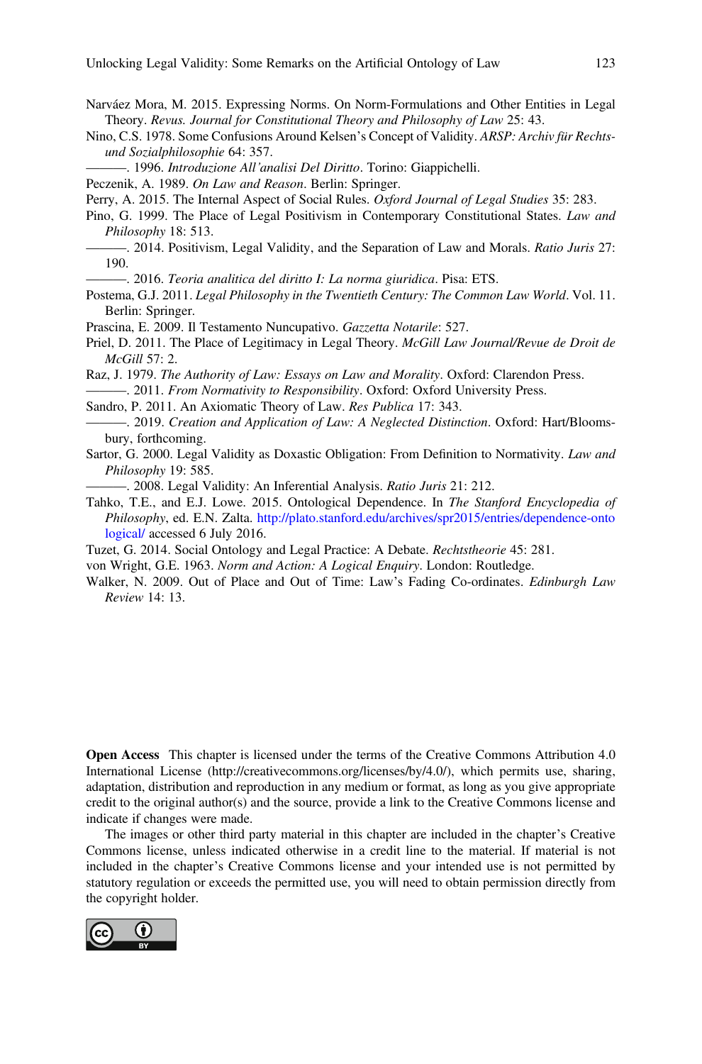Narváez Mora, M. 2015. Expressing Norms. On Norm-Formulations and Other Entities in Legal Theory. *Revus. Journal for Constitutional Theory and Philosophy of Law* 25: 43.

Nino, C.S. 1978. Some Confusions Around Kelsen's Concept of Validity. *ARSP: Archiv für Rechts- und Sozialphilosophie* 64: 357.

———. 1996. *Introduzione All'analisi Del Diritto*. Torino: Giappichelli.

Peczenik, A. 1989. *On Law and Reason*. Berlin: Springer.

Perry, A. 2015. The Internal Aspect of Social Rules. *Oxford Journal of Legal Studies* 35: 283.

Pino, G. 1999. The Place of Legal Positivism in Contemporary Constitutional States. *Law and Philosophy* 18: 513.

———. 2014. Positivism, Legal Validity, and the Separation of Law and Morals. *Ratio Juris* 27: 190.

———. 2016. *Teoria analitica del diritto I: La norma giuridica*. Pisa: ETS.

Postema, G.J. 2011. *Legal Philosophy in the Twentieth Century: The Common Law World*. Vol. 11. Berlin: Springer.

Prascina, E. 2009. Il Testamento Nuncupativo. *Gazzetta Notarile*: 527.

Priel, D. 2011. The Place of Legitimacy in Legal Theory. *McGill Law Journal/Revue de Droit de McGill* 57: 2.

Raz, J. 1979. *The Authority of Law: Essays on Law and Morality*. Oxford: Clarendon Press.

———. 2011. *From Normativity to Responsibility*. Oxford: Oxford University Press.

Sandro, P. 2011. An Axiomatic Theory of Law. *Res Publica* 17: 343.

———. 2019. *Creation and Application of Law: A Neglected Distinction*. Oxford: Hart/Bloomsbury, forthcoming.

Sartor, G. 2000. Legal Validity as Doxastic Obligation: From Definition to Normativity. *Law and Philosophy* 19: 585.

———. 2008. Legal Validity: An Inferential Analysis. *Ratio Juris* 21: 212.

Tahko, T.E., and E.J. Lowe. 2015. Ontological Dependence. In *The Stanford Encyclopedia of Philosophy*, ed. E.N. Zalta. http://plato.stanford.edu/archives/spr2015/entries/dependence-ontological/ accessed 6 July 2016.

Tuzet, G. 2014. Social Ontology and Legal Practice: A Debate. *Rechtstheorie* 45: 281.

von Wright, G.E. 1963. *Norm and Action: A Logical Enquiry*. London: Routledge.

Walker, N. 2009. Out of Place and Out of Time: Law's Fading Co-ordinates. *Edinburgh Law Review* 14: 13.

**Open Access** This chapter is licensed under the terms of the Creative Commons Attribution 4.0 International License (http://creativecommons.org/licenses/by/4.0/), which permits use, sharing, adaptation, distribution and reproduction in any medium or format, as long as you give appropriate credit to the original author(s) and the source, provide a link to the Creative Commons license and indicate if changes were made.

The images or other third party material in this chapter are included in the chapter's Creative Commons license, unless indicated otherwise in a credit line to the material. If material is not included in the chapter's Creative Commons license and your intended use is not permitted by statutory regulation or exceeds the permitted use, you will need to obtain permission directly from the copyright holder.